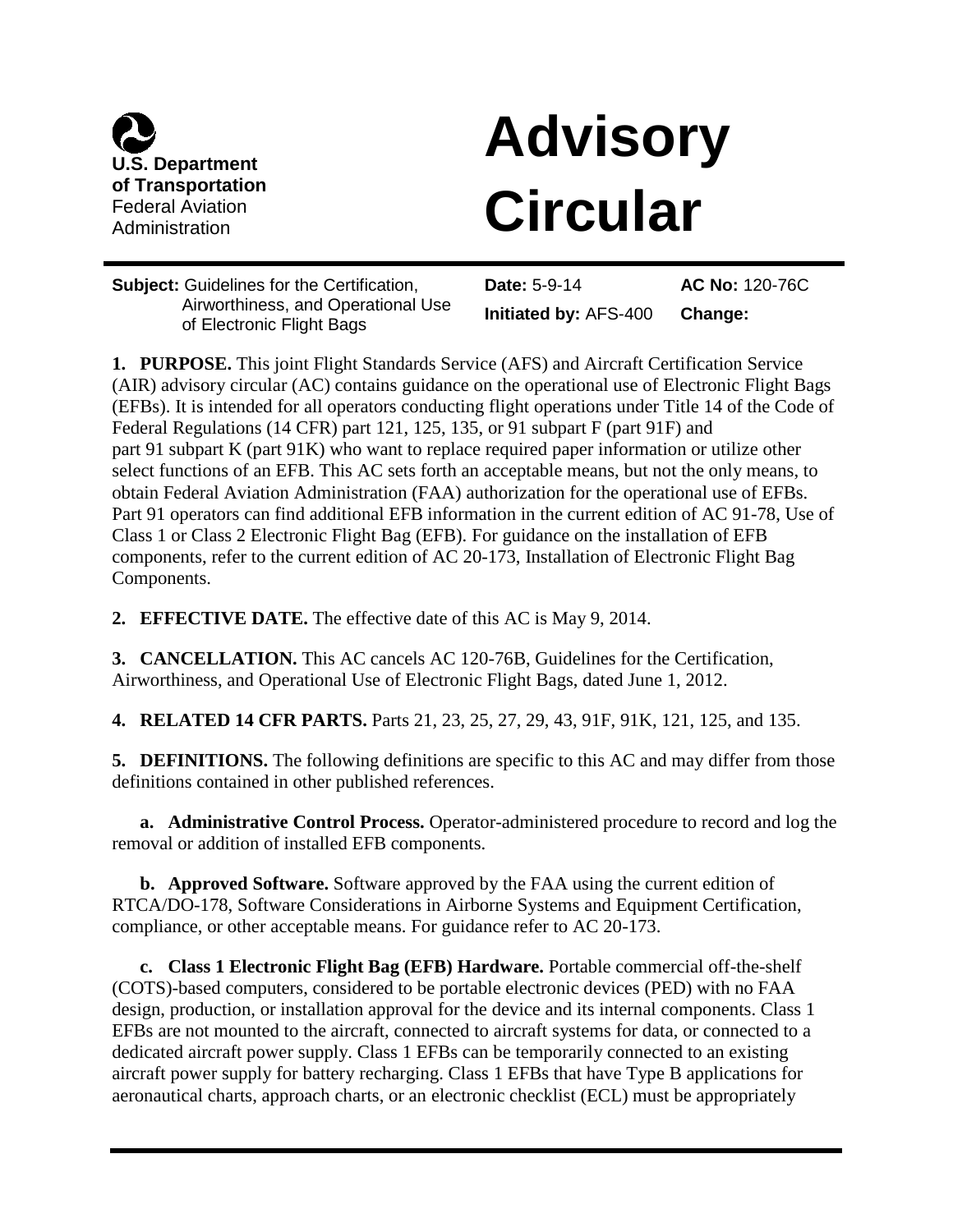U.S. Department of Transportation
Federal Aviation Administration

# Advisory Circular

**Subject:** Guidelines for the Certification, Airworthiness, and Operational Use of Electronic Flight Bags

**Date:** 5-9-14

**Initiated by:** AFS-400

**AC No:** 120-76C

**Change:**

**1. PURPOSE.** This joint Flight Standards Service (AFS) and Aircraft Certification Service (AIR) advisory circular (AC) contains guidance on the operational use of Electronic Flight Bags (EFBs). It is intended for all operators conducting flight operations under Title 14 of the Code of Federal Regulations (14 CFR) part 121, 125, 135, or 91 subpart F (part 91F) and part 91 subpart K (part 91K) who want to replace required paper information or utilize other select functions of an EFB. This AC sets forth an acceptable means, but not the only means, to obtain Federal Aviation Administration (FAA) authorization for the operational use of EFBs. Part 91 operators can find additional EFB information in the current edition of AC 91-78, Use of Class 1 or Class 2 Electronic Flight Bag (EFB). For guidance on the installation of EFB components, refer to the current edition of AC 20-173, Installation of Electronic Flight Bag Components.

**2. EFFECTIVE DATE.** The effective date of this AC is May 9, 2014.

**3. CANCELLATION.** This AC cancels AC 120-76B, Guidelines for the Certification, Airworthiness, and Operational Use of Electronic Flight Bags, dated June 1, 2012.

**4. RELATED 14 CFR PARTS.** Parts 21, 23, 25, 27, 29, 43, 91F, 91K, 121, 125, and 135.

**5. DEFINITIONS.** The following definitions are specific to this AC and may differ from those definitions contained in other published references.

**a. Administrative Control Process.** Operator-administered procedure to record and log the removal or addition of installed EFB components.

**b. Approved Software.** Software approved by the FAA using the current edition of RTCA/DO-178, Software Considerations in Airborne Systems and Equipment Certification, compliance, or other acceptable means. For guidance refer to AC 20-173.

**c. Class 1 Electronic Flight Bag (EFB) Hardware.** Portable commercial off-the-shelf (COTS)-based computers, considered to be portable electronic devices (PED) with no FAA design, production, or installation approval for the device and its internal components. Class 1 EFBs are not mounted to the aircraft, connected to aircraft systems for data, or connected to a dedicated aircraft power supply. Class 1 EFBs can be temporarily connected to an existing aircraft power supply for battery recharging. Class 1 EFBs that have Type B applications for aeronautical charts, approach charts, or an electronic checklist (ECL) must be appropriately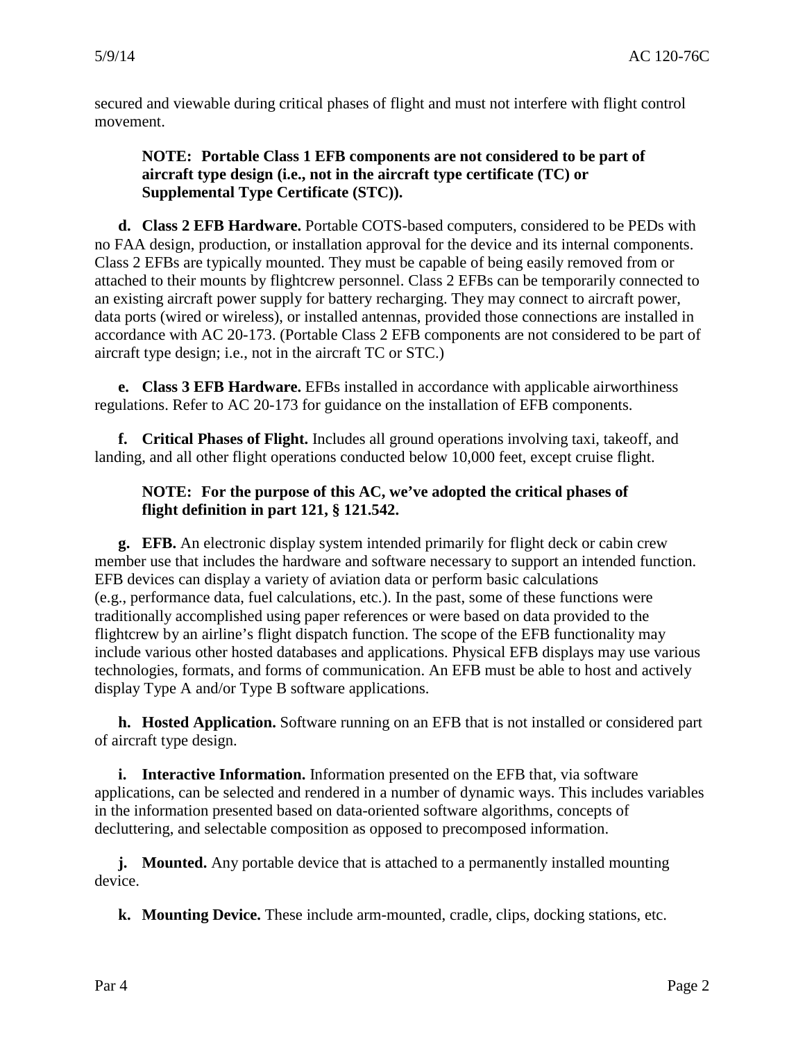secured and viewable during critical phases of flight and must not interfere with flight control movement.

**NOTE: Portable Class 1 EFB components are not considered to be part of aircraft type design (i.e., not in the aircraft type certificate (TC) or Supplemental Type Certificate (STC)).**

**d. Class 2 EFB Hardware.** Portable COTS-based computers, considered to be PEDs with no FAA design, production, or installation approval for the device and its internal components. Class 2 EFBs are typically mounted. They must be capable of being easily removed from or attached to their mounts by flightcrew personnel. Class 2 EFBs can be temporarily connected to an existing aircraft power supply for battery recharging. They may connect to aircraft power, data ports (wired or wireless), or installed antennas, provided those connections are installed in accordance with AC 20-173. (Portable Class 2 EFB components are not considered to be part of aircraft type design; i.e., not in the aircraft TC or STC.)

**e. Class 3 EFB Hardware.** EFBs installed in accordance with applicable airworthiness regulations. Refer to AC 20-173 for guidance on the installation of EFB components.

**f. Critical Phases of Flight.** Includes all ground operations involving taxi, takeoff, and landing, and all other flight operations conducted below 10,000 feet, except cruise flight.

**NOTE: For the purpose of this AC, we've adopted the critical phases of flight definition in part 121, § 121.542.**

**g. EFB.** An electronic display system intended primarily for flight deck or cabin crew member use that includes the hardware and software necessary to support an intended function. EFB devices can display a variety of aviation data or perform basic calculations (e.g., performance data, fuel calculations, etc.). In the past, some of these functions were traditionally accomplished using paper references or were based on data provided to the flightcrew by an airline's flight dispatch function. The scope of the EFB functionality may include various other hosted databases and applications. Physical EFB displays may use various technologies, formats, and forms of communication. An EFB must be able to host and actively display Type A and/or Type B software applications.

**h. Hosted Application.** Software running on an EFB that is not installed or considered part of aircraft type design.

**i. Interactive Information.** Information presented on the EFB that, via software applications, can be selected and rendered in a number of dynamic ways. This includes variables in the information presented based on data-oriented software algorithms, concepts of decluttering, and selectable composition as opposed to precomposed information.

**j. Mounted.** Any portable device that is attached to a permanently installed mounting device.

**k. Mounting Device.** These include arm-mounted, cradle, clips, docking stations, etc.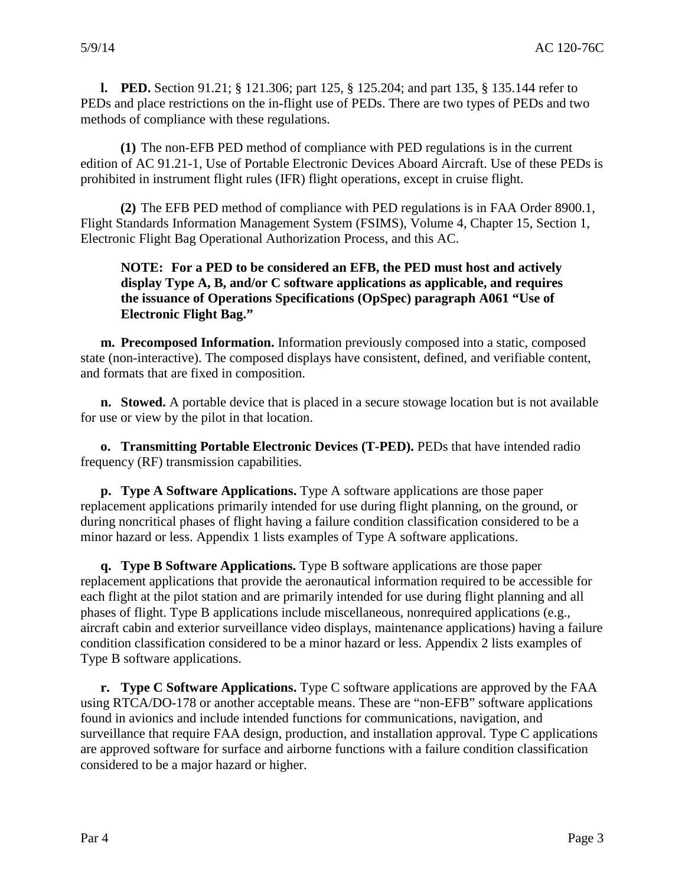**l. PED.** Section 91.21; § 121.306; part 125, § 125.204; and part 135, § 135.144 refer to PEDs and place restrictions on the in-flight use of PEDs. There are two types of PEDs and two methods of compliance with these regulations.

**(1)** The non-EFB PED method of compliance with PED regulations is in the current edition of AC 91.21-1, Use of Portable Electronic Devices Aboard Aircraft. Use of these PEDs is prohibited in instrument flight rules (IFR) flight operations, except in cruise flight.

**(2)** The EFB PED method of compliance with PED regulations is in FAA Order 8900.1, Flight Standards Information Management System (FSIMS), Volume 4, Chapter 15, Section 1, Electronic Flight Bag Operational Authorization Process, and this AC.

**NOTE: For a PED to be considered an EFB, the PED must host and actively display Type A, B, and/or C software applications as applicable, and requires the issuance of Operations Specifications (OpSpec) paragraph A061 "Use of Electronic Flight Bag."**

**m. Precomposed Information.** Information previously composed into a static, composed state (non-interactive). The composed displays have consistent, defined, and verifiable content, and formats that are fixed in composition.

**n. Stowed.** A portable device that is placed in a secure stowage location but is not available for use or view by the pilot in that location.

**o. Transmitting Portable Electronic Devices (T-PED).** PEDs that have intended radio frequency (RF) transmission capabilities.

**p. Type A Software Applications.** Type A software applications are those paper replacement applications primarily intended for use during flight planning, on the ground, or during noncritical phases of flight having a failure condition classification considered to be a minor hazard or less. Appendix 1 lists examples of Type A software applications.

**q. Type B Software Applications.** Type B software applications are those paper replacement applications that provide the aeronautical information required to be accessible for each flight at the pilot station and are primarily intended for use during flight planning and all phases of flight. Type B applications include miscellaneous, nonrequired applications (e.g., aircraft cabin and exterior surveillance video displays, maintenance applications) having a failure condition classification considered to be a minor hazard or less. Appendix 2 lists examples of Type B software applications.

**r. Type C Software Applications.** Type C software applications are approved by the FAA using RTCA/DO-178 or another acceptable means. These are "non-EFB" software applications found in avionics and include intended functions for communications, navigation, and surveillance that require FAA design, production, and installation approval. Type C applications are approved software for surface and airborne functions with a failure condition classification considered to be a major hazard or higher.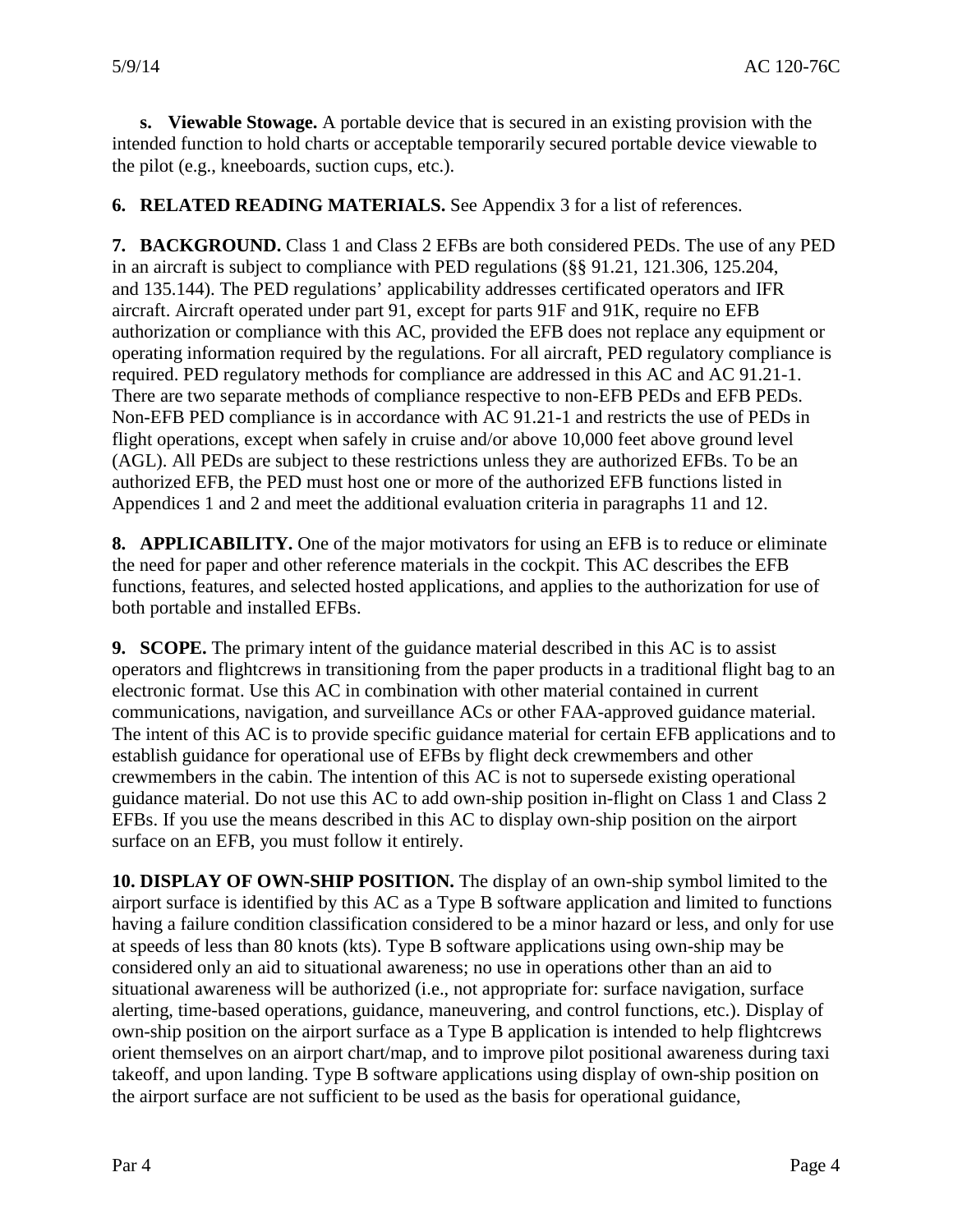**s. Viewable Stowage.** A portable device that is secured in an existing provision with the intended function to hold charts or acceptable temporarily secured portable device viewable to the pilot (e.g., kneeboards, suction cups, etc.).

**6. RELATED READING MATERIALS.** See Appendix 3 for a list of references.

**7. BACKGROUND.** Class 1 and Class 2 EFBs are both considered PEDs. The use of any PED in an aircraft is subject to compliance with PED regulations (§§ 91.21, 121.306, 125.204, and 135.144). The PED regulations' applicability addresses certificated operators and IFR aircraft. Aircraft operated under part 91, except for parts 91F and 91K, require no EFB authorization or compliance with this AC, provided the EFB does not replace any equipment or operating information required by the regulations. For all aircraft, PED regulatory compliance is required. PED regulatory methods for compliance are addressed in this AC and AC 91.21-1. There are two separate methods of compliance respective to non-EFB PEDs and EFB PEDs. Non-EFB PED compliance is in accordance with AC 91.21-1 and restricts the use of PEDs in flight operations, except when safely in cruise and/or above 10,000 feet above ground level (AGL). All PEDs are subject to these restrictions unless they are authorized EFBs. To be an authorized EFB, the PED must host one or more of the authorized EFB functions listed in Appendices 1 and 2 and meet the additional evaluation criteria in paragraphs 11 and 12.

**8. APPLICABILITY.** One of the major motivators for using an EFB is to reduce or eliminate the need for paper and other reference materials in the cockpit. This AC describes the EFB functions, features, and selected hosted applications, and applies to the authorization for use of both portable and installed EFBs.

**9. SCOPE.** The primary intent of the guidance material described in this AC is to assist operators and flightcrews in transitioning from the paper products in a traditional flight bag to an electronic format. Use this AC in combination with other material contained in current communications, navigation, and surveillance ACs or other FAA-approved guidance material. The intent of this AC is to provide specific guidance material for certain EFB applications and to establish guidance for operational use of EFBs by flight deck crewmembers and other crewmembers in the cabin. The intention of this AC is not to supersede existing operational guidance material. Do not use this AC to add own-ship position in-flight on Class 1 and Class 2 EFBs. If you use the means described in this AC to display own-ship position on the airport surface on an EFB, you must follow it entirely.

**10. DISPLAY OF OWN-SHIP POSITION.** The display of an own-ship symbol limited to the airport surface is identified by this AC as a Type B software application and limited to functions having a failure condition classification considered to be a minor hazard or less, and only for use at speeds of less than 80 knots (kts). Type B software applications using own-ship may be considered only an aid to situational awareness; no use in operations other than an aid to situational awareness will be authorized (i.e., not appropriate for: surface navigation, surface alerting, time-based operations, guidance, maneuvering, and control functions, etc.). Display of own-ship position on the airport surface as a Type B application is intended to help flightcrews orient themselves on an airport chart/map, and to improve pilot positional awareness during taxi takeoff, and upon landing. Type B software applications using display of own-ship position on the airport surface are not sufficient to be used as the basis for operational guidance,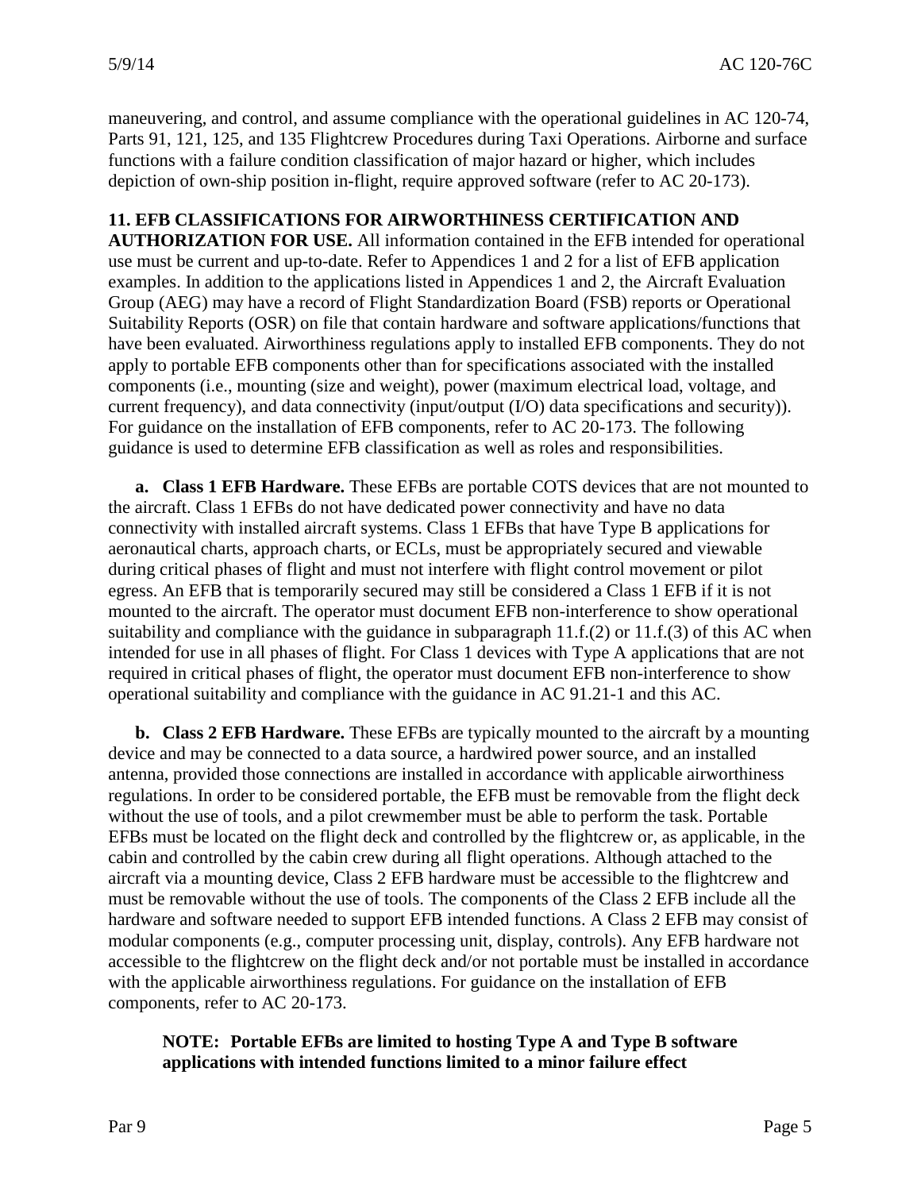maneuvering, and control, and assume compliance with the operational guidelines in AC 120-74, Parts 91, 121, 125, and 135 Flightcrew Procedures during Taxi Operations. Airborne and surface functions with a failure condition classification of major hazard or higher, which includes depiction of own-ship position in-flight, require approved software (refer to AC 20-173).

**11. EFB CLASSIFICATIONS FOR AIRWORTHINESS CERTIFICATION AND AUTHORIZATION FOR USE.** All information contained in the EFB intended for operational use must be current and up-to-date. Refer to Appendices 1 and 2 for a list of EFB application examples. In addition to the applications listed in Appendices 1 and 2, the Aircraft Evaluation Group (AEG) may have a record of Flight Standardization Board (FSB) reports or Operational Suitability Reports (OSR) on file that contain hardware and software applications/functions that have been evaluated. Airworthiness regulations apply to installed EFB components. They do not apply to portable EFB components other than for specifications associated with the installed components (i.e., mounting (size and weight), power (maximum electrical load, voltage, and current frequency), and data connectivity (input/output (I/O) data specifications and security)). For guidance on the installation of EFB components, refer to AC 20-173. The following guidance is used to determine EFB classification as well as roles and responsibilities.

**a. Class 1 EFB Hardware.** These EFBs are portable COTS devices that are not mounted to the aircraft. Class 1 EFBs do not have dedicated power connectivity and have no data connectivity with installed aircraft systems. Class 1 EFBs that have Type B applications for aeronautical charts, approach charts, or ECLs, must be appropriately secured and viewable during critical phases of flight and must not interfere with flight control movement or pilot egress. An EFB that is temporarily secured may still be considered a Class 1 EFB if it is not mounted to the aircraft. The operator must document EFB non-interference to show operational suitability and compliance with the guidance in subparagraph 11.f.(2) or 11.f.(3) of this AC when intended for use in all phases of flight. For Class 1 devices with Type A applications that are not required in critical phases of flight, the operator must document EFB non-interference to show operational suitability and compliance with the guidance in AC 91.21-1 and this AC.

**b. Class 2 EFB Hardware.** These EFBs are typically mounted to the aircraft by a mounting device and may be connected to a data source, a hardwired power source, and an installed antenna, provided those connections are installed in accordance with applicable airworthiness regulations. In order to be considered portable, the EFB must be removable from the flight deck without the use of tools, and a pilot crewmember must be able to perform the task. Portable EFBs must be located on the flight deck and controlled by the flightcrew or, as applicable, in the cabin and controlled by the cabin crew during all flight operations. Although attached to the aircraft via a mounting device, Class 2 EFB hardware must be accessible to the flightcrew and must be removable without the use of tools. The components of the Class 2 EFB include all the hardware and software needed to support EFB intended functions. A Class 2 EFB may consist of modular components (e.g., computer processing unit, display, controls). Any EFB hardware not accessible to the flightcrew on the flight deck and/or not portable must be installed in accordance with the applicable airworthiness regulations. For guidance on the installation of EFB components, refer to AC 20-173.

**NOTE: Portable EFBs are limited to hosting Type A and Type B software applications with intended functions limited to a minor failure effect**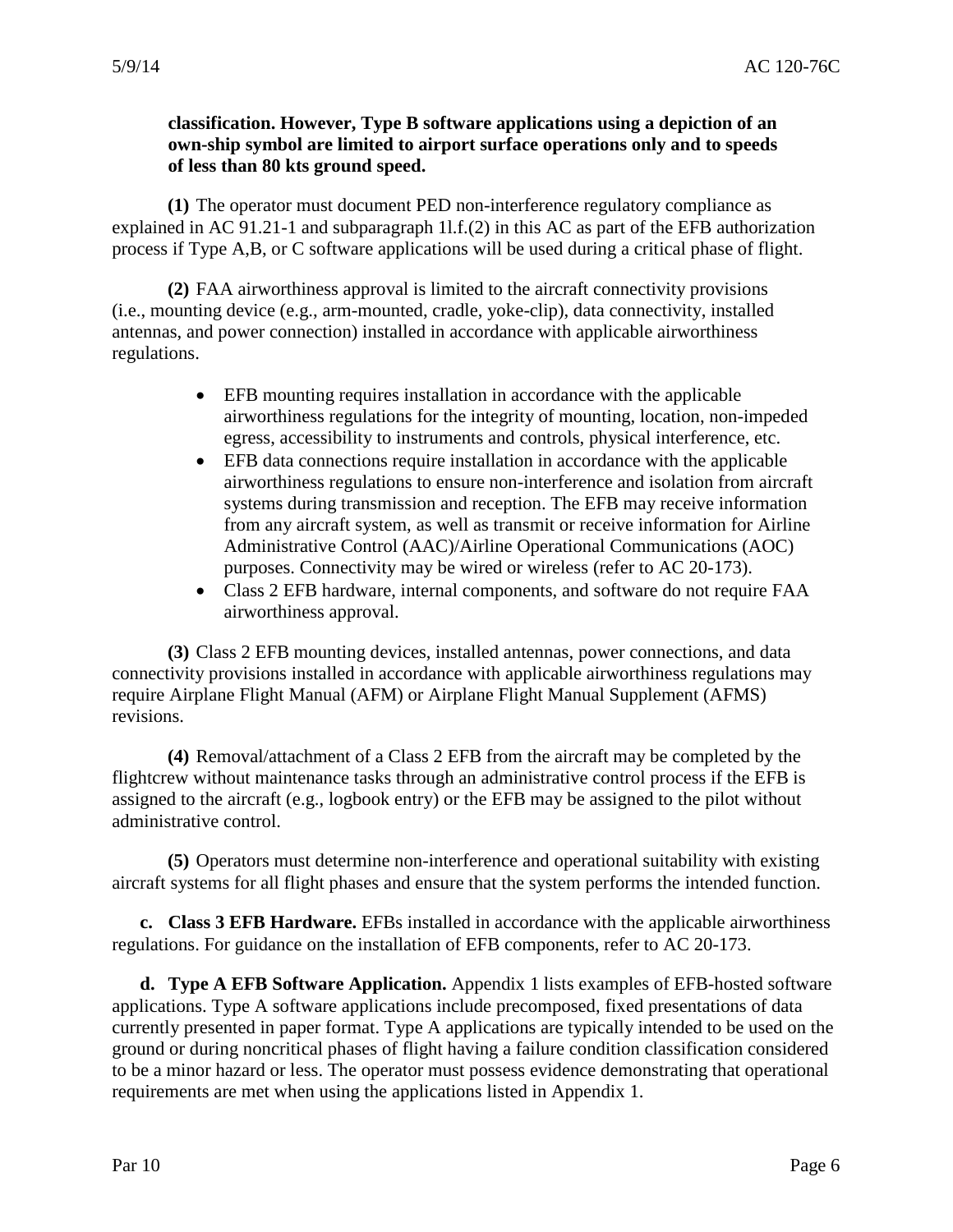**classification. However, Type B software applications using a depiction of an own-ship symbol are limited to airport surface operations only and to speeds of less than 80 kts ground speed.**

**(1)** The operator must document PED non-interference regulatory compliance as explained in AC 91.21-1 and subparagraph 1l.f.(2) in this AC as part of the EFB authorization process if Type A,B, or C software applications will be used during a critical phase of flight.

**(2)** FAA airworthiness approval is limited to the aircraft connectivity provisions (i.e., mounting device (e.g., arm-mounted, cradle, yoke-clip), data connectivity, installed antennas, and power connection) installed in accordance with applicable airworthiness regulations.

- EFB mounting requires installation in accordance with the applicable airworthiness regulations for the integrity of mounting, location, non-impeded egress, accessibility to instruments and controls, physical interference, etc.
- EFB data connections require installation in accordance with the applicable airworthiness regulations to ensure non-interference and isolation from aircraft systems during transmission and reception. The EFB may receive information from any aircraft system, as well as transmit or receive information for Airline Administrative Control (AAC)/Airline Operational Communications (AOC) purposes. Connectivity may be wired or wireless (refer to AC 20-173).
- Class 2 EFB hardware, internal components, and software do not require FAA airworthiness approval.

**(3)** Class 2 EFB mounting devices, installed antennas, power connections, and data connectivity provisions installed in accordance with applicable airworthiness regulations may require Airplane Flight Manual (AFM) or Airplane Flight Manual Supplement (AFMS) revisions.

**(4)** Removal/attachment of a Class 2 EFB from the aircraft may be completed by the flightcrew without maintenance tasks through an administrative control process if the EFB is assigned to the aircraft (e.g., logbook entry) or the EFB may be assigned to the pilot without administrative control.

**(5)** Operators must determine non-interference and operational suitability with existing aircraft systems for all flight phases and ensure that the system performs the intended function.

**c. Class 3 EFB Hardware.** EFBs installed in accordance with the applicable airworthiness regulations. For guidance on the installation of EFB components, refer to AC 20-173.

**d. Type A EFB Software Application.** Appendix 1 lists examples of EFB-hosted software applications. Type A software applications include precomposed, fixed presentations of data currently presented in paper format. Type A applications are typically intended to be used on the ground or during noncritical phases of flight having a failure condition classification considered to be a minor hazard or less. The operator must possess evidence demonstrating that operational requirements are met when using the applications listed in Appendix 1.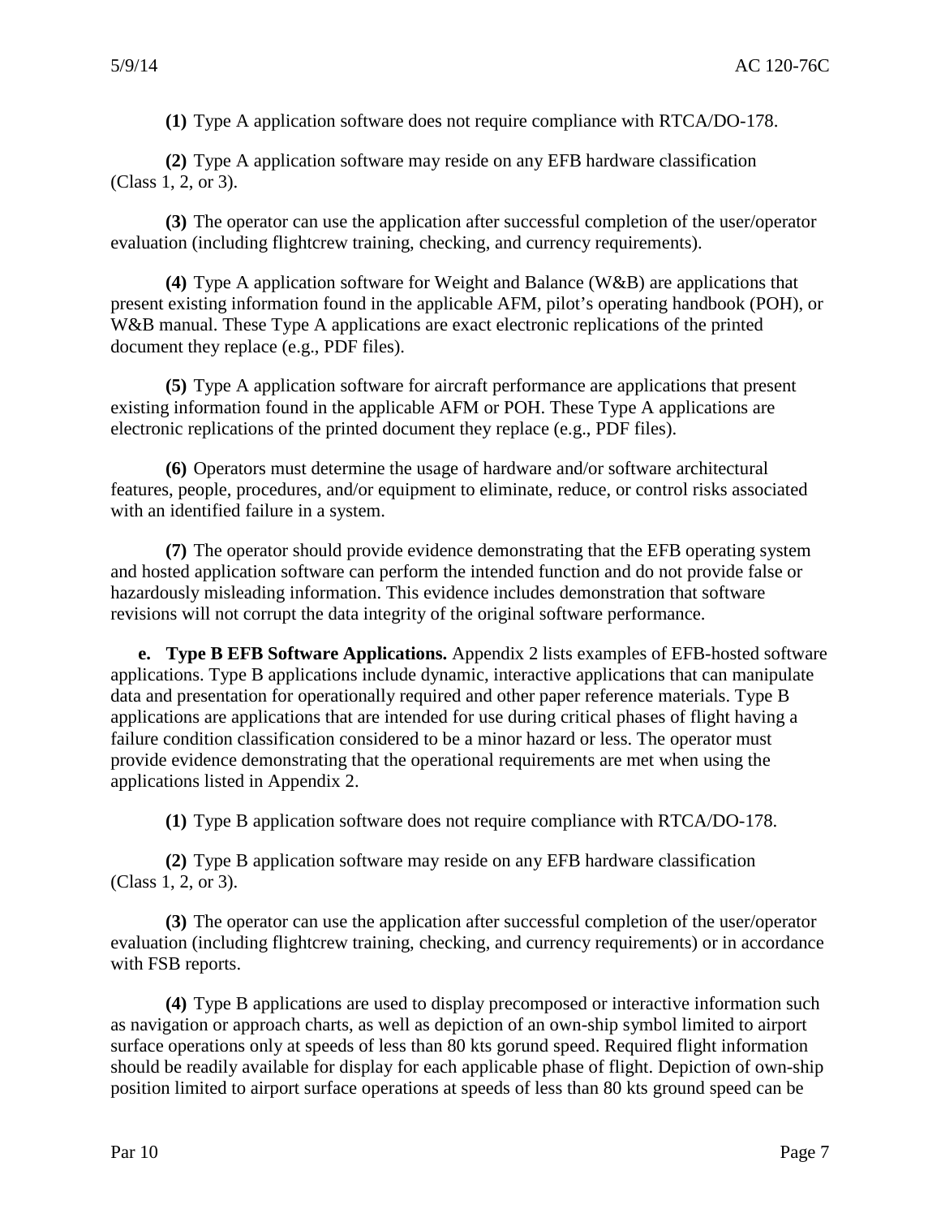**(1)** Type A application software does not require compliance with RTCA/DO-178.

**(2)** Type A application software may reside on any EFB hardware classification (Class 1, 2, or 3).

**(3)** The operator can use the application after successful completion of the user/operator evaluation (including flightcrew training, checking, and currency requirements).

**(4)** Type A application software for Weight and Balance (W&B) are applications that present existing information found in the applicable AFM, pilot's operating handbook (POH), or W&B manual. These Type A applications are exact electronic replications of the printed document they replace (e.g., PDF files).

**(5)** Type A application software for aircraft performance are applications that present existing information found in the applicable AFM or POH. These Type A applications are electronic replications of the printed document they replace (e.g., PDF files).

**(6)** Operators must determine the usage of hardware and/or software architectural features, people, procedures, and/or equipment to eliminate, reduce, or control risks associated with an identified failure in a system.

**(7)** The operator should provide evidence demonstrating that the EFB operating system and hosted application software can perform the intended function and do not provide false or hazardously misleading information. This evidence includes demonstration that software revisions will not corrupt the data integrity of the original software performance.

**e. Type B EFB Software Applications.** Appendix 2 lists examples of EFB-hosted software applications. Type B applications include dynamic, interactive applications that can manipulate data and presentation for operationally required and other paper reference materials. Type B applications are applications that are intended for use during critical phases of flight having a failure condition classification considered to be a minor hazard or less. The operator must provide evidence demonstrating that the operational requirements are met when using the applications listed in Appendix 2.

**(1)** Type B application software does not require compliance with RTCA/DO-178.

**(2)** Type B application software may reside on any EFB hardware classification (Class 1, 2, or 3).

**(3)** The operator can use the application after successful completion of the user/operator evaluation (including flightcrew training, checking, and currency requirements) or in accordance with FSB reports.

**(4)** Type B applications are used to display precomposed or interactive information such as navigation or approach charts, as well as depiction of an own-ship symbol limited to airport surface operations only at speeds of less than 80 kts gorund speed. Required flight information should be readily available for display for each applicable phase of flight. Depiction of own-ship position limited to airport surface operations at speeds of less than 80 kts ground speed can be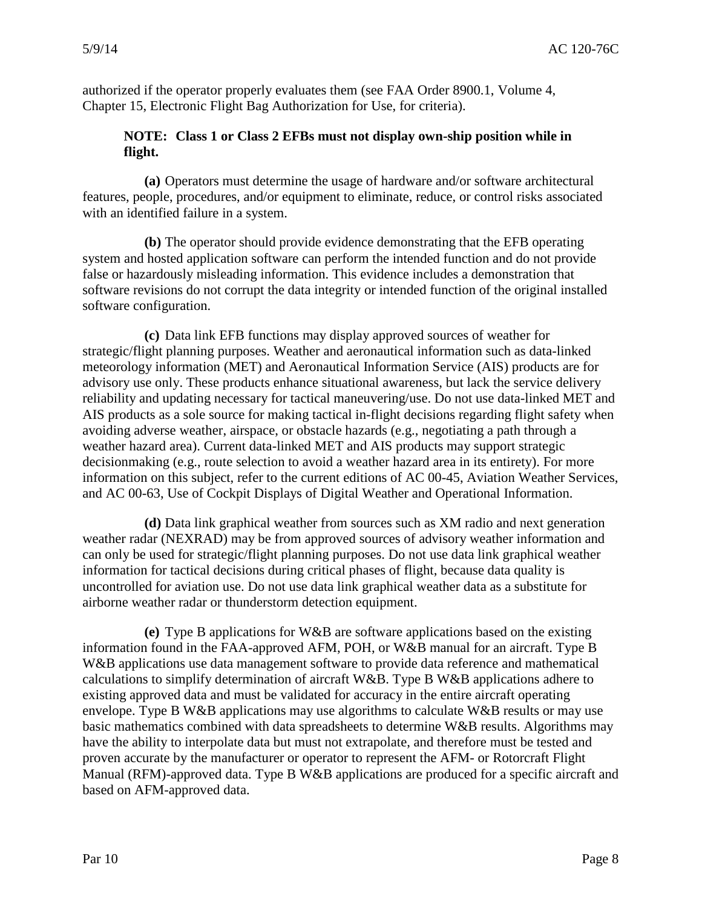authorized if the operator properly evaluates them (see FAA Order 8900.1, Volume 4, Chapter 15, Electronic Flight Bag Authorization for Use, for criteria).

**NOTE: Class 1 or Class 2 EFBs must not display own-ship position while in flight.**

**(a)** Operators must determine the usage of hardware and/or software architectural features, people, procedures, and/or equipment to eliminate, reduce, or control risks associated with an identified failure in a system.

**(b)** The operator should provide evidence demonstrating that the EFB operating system and hosted application software can perform the intended function and do not provide false or hazardously misleading information. This evidence includes a demonstration that software revisions do not corrupt the data integrity or intended function of the original installed software configuration.

**(c)** Data link EFB functions may display approved sources of weather for strategic/flight planning purposes. Weather and aeronautical information such as data-linked meteorology information (MET) and Aeronautical Information Service (AIS) products are for advisory use only. These products enhance situational awareness, but lack the service delivery reliability and updating necessary for tactical maneuvering/use. Do not use data-linked MET and AIS products as a sole source for making tactical in-flight decisions regarding flight safety when avoiding adverse weather, airspace, or obstacle hazards (e.g., negotiating a path through a weather hazard area). Current data-linked MET and AIS products may support strategic decisionmaking (e.g., route selection to avoid a weather hazard area in its entirety). For more information on this subject, refer to the current editions of AC 00-45, Aviation Weather Services, and AC 00-63, Use of Cockpit Displays of Digital Weather and Operational Information.

**(d)** Data link graphical weather from sources such as XM radio and next generation weather radar (NEXRAD) may be from approved sources of advisory weather information and can only be used for strategic/flight planning purposes. Do not use data link graphical weather information for tactical decisions during critical phases of flight, because data quality is uncontrolled for aviation use. Do not use data link graphical weather data as a substitute for airborne weather radar or thunderstorm detection equipment.

**(e)** Type B applications for W&B are software applications based on the existing information found in the FAA-approved AFM, POH, or W&B manual for an aircraft. Type B W&B applications use data management software to provide data reference and mathematical calculations to simplify determination of aircraft W&B. Type B W&B applications adhere to existing approved data and must be validated for accuracy in the entire aircraft operating envelope. Type B W&B applications may use algorithms to calculate W&B results or may use basic mathematics combined with data spreadsheets to determine W&B results. Algorithms may have the ability to interpolate data but must not extrapolate, and therefore must be tested and proven accurate by the manufacturer or operator to represent the AFM- or Rotorcraft Flight Manual (RFM)-approved data. Type B W&B applications are produced for a specific aircraft and based on AFM-approved data.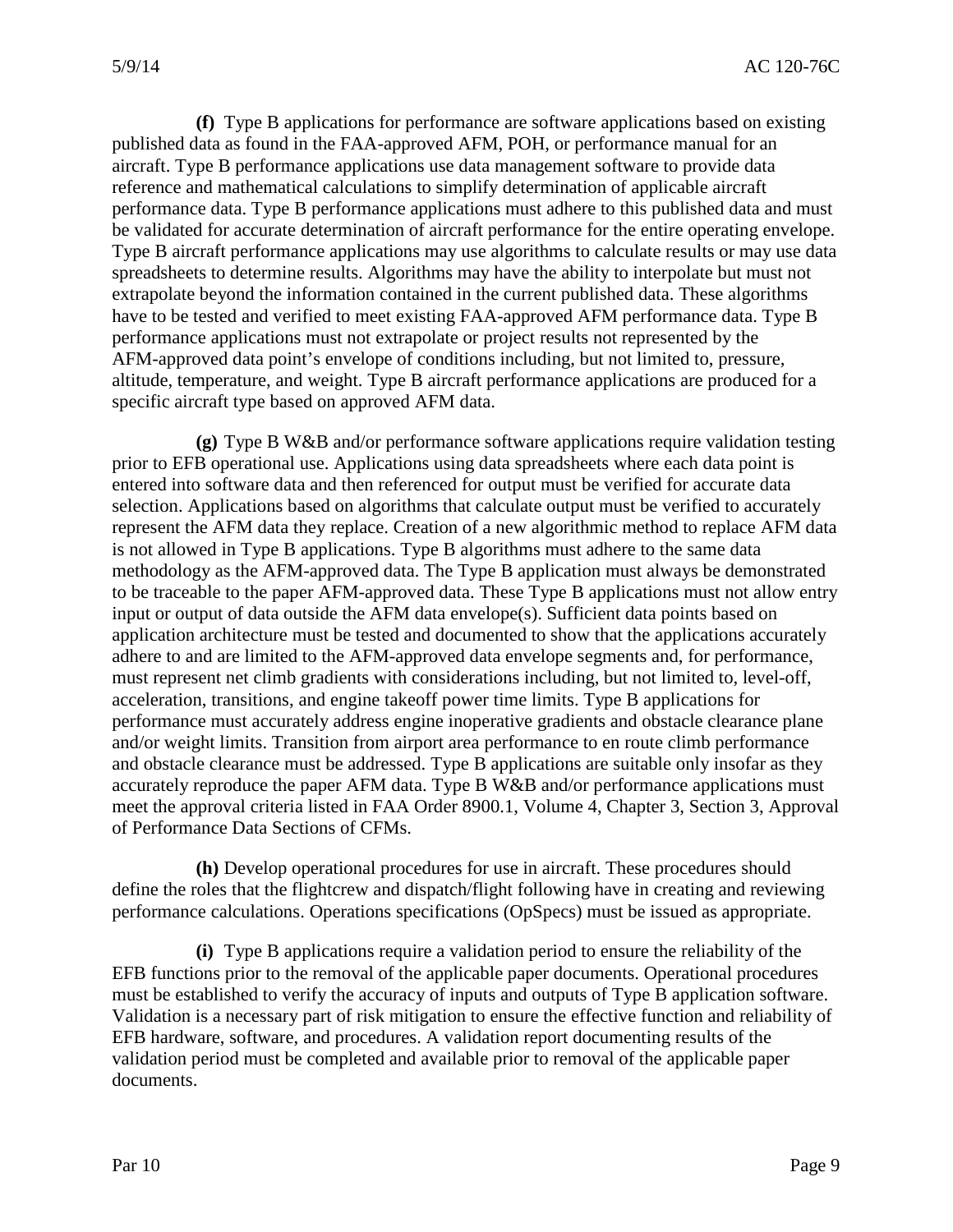**(f)** Type B applications for performance are software applications based on existing published data as found in the FAA-approved AFM, POH, or performance manual for an aircraft. Type B performance applications use data management software to provide data reference and mathematical calculations to simplify determination of applicable aircraft performance data. Type B performance applications must adhere to this published data and must be validated for accurate determination of aircraft performance for the entire operating envelope. Type B aircraft performance applications may use algorithms to calculate results or may use data spreadsheets to determine results. Algorithms may have the ability to interpolate but must not extrapolate beyond the information contained in the current published data. These algorithms have to be tested and verified to meet existing FAA-approved AFM performance data. Type B performance applications must not extrapolate or project results not represented by the AFM-approved data point's envelope of conditions including, but not limited to, pressure, altitude, temperature, and weight. Type B aircraft performance applications are produced for a specific aircraft type based on approved AFM data.

**(g)** Type B W&B and/or performance software applications require validation testing prior to EFB operational use. Applications using data spreadsheets where each data point is entered into software data and then referenced for output must be verified for accurate data selection. Applications based on algorithms that calculate output must be verified to accurately represent the AFM data they replace. Creation of a new algorithmic method to replace AFM data is not allowed in Type B applications. Type B algorithms must adhere to the same data methodology as the AFM-approved data. The Type B application must always be demonstrated to be traceable to the paper AFM-approved data. These Type B applications must not allow entry input or output of data outside the AFM data envelope(s). Sufficient data points based on application architecture must be tested and documented to show that the applications accurately adhere to and are limited to the AFM-approved data envelope segments and, for performance, must represent net climb gradients with considerations including, but not limited to, level-off, acceleration, transitions, and engine takeoff power time limits. Type B applications for performance must accurately address engine inoperative gradients and obstacle clearance plane and/or weight limits. Transition from airport area performance to en route climb performance and obstacle clearance must be addressed. Type B applications are suitable only insofar as they accurately reproduce the paper AFM data. Type B W&B and/or performance applications must meet the approval criteria listed in FAA Order 8900.1, Volume 4, Chapter 3, Section 3, Approval of Performance Data Sections of CFMs.

**(h)** Develop operational procedures for use in aircraft. These procedures should define the roles that the flightcrew and dispatch/flight following have in creating and reviewing performance calculations. Operations specifications (OpSpecs) must be issued as appropriate.

**(i)** Type B applications require a validation period to ensure the reliability of the EFB functions prior to the removal of the applicable paper documents. Operational procedures must be established to verify the accuracy of inputs and outputs of Type B application software. Validation is a necessary part of risk mitigation to ensure the effective function and reliability of EFB hardware, software, and procedures. A validation report documenting results of the validation period must be completed and available prior to removal of the applicable paper documents.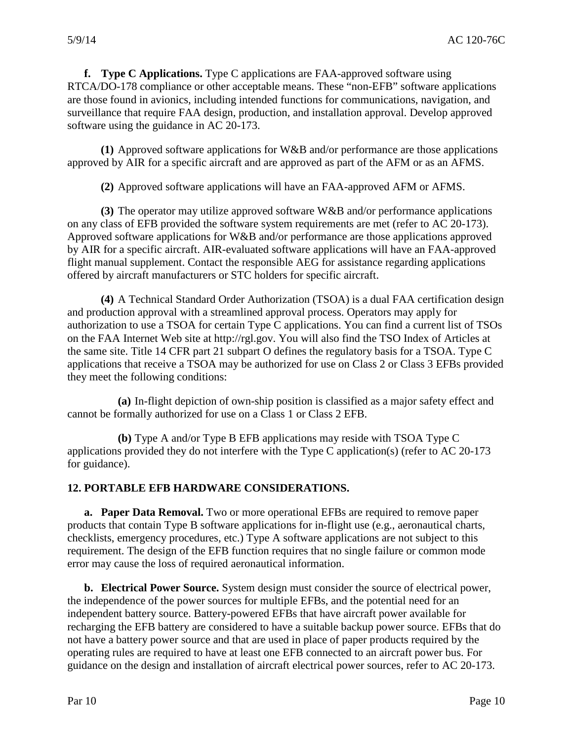**f. Type C Applications.** Type C applications are FAA-approved software using RTCA/DO-178 compliance or other acceptable means. These "non-EFB" software applications are those found in avionics, including intended functions for communications, navigation, and surveillance that require FAA design, production, and installation approval. Develop approved software using the guidance in AC 20-173.

**(1)** Approved software applications for W&B and/or performance are those applications approved by AIR for a specific aircraft and are approved as part of the AFM or as an AFMS.

**(2)** Approved software applications will have an FAA-approved AFM or AFMS.

**(3)** The operator may utilize approved software W&B and/or performance applications on any class of EFB provided the software system requirements are met (refer to AC 20-173). Approved software applications for W&B and/or performance are those applications approved by AIR for a specific aircraft. AIR-evaluated software applications will have an FAA-approved flight manual supplement. Contact the responsible AEG for assistance regarding applications offered by aircraft manufacturers or STC holders for specific aircraft.

**(4)** A Technical Standard Order Authorization (TSOA) is a dual FAA certification design and production approval with a streamlined approval process. Operators may apply for authorization to use a TSOA for certain Type C applications. You can find a current list of TSOs on the FAA Internet Web site at http://rgl.gov. You will also find the TSO Index of Articles at the same site. Title 14 CFR part 21 subpart O defines the regulatory basis for a TSOA. Type C applications that receive a TSOA may be authorized for use on Class 2 or Class 3 EFBs provided they meet the following conditions:

**(a)** In-flight depiction of own-ship position is classified as a major safety effect and cannot be formally authorized for use on a Class 1 or Class 2 EFB.

**(b)** Type A and/or Type B EFB applications may reside with TSOA Type C applications provided they do not interfere with the Type C application(s) (refer to AC 20-173 for guidance).

## 12. PORTABLE EFB HARDWARE CONSIDERATIONS.

**a. Paper Data Removal.** Two or more operational EFBs are required to remove paper products that contain Type B software applications for in-flight use (e.g., aeronautical charts, checklists, emergency procedures, etc.) Type A software applications are not subject to this requirement. The design of the EFB function requires that no single failure or common mode error may cause the loss of required aeronautical information.

**b. Electrical Power Source.** System design must consider the source of electrical power, the independence of the power sources for multiple EFBs, and the potential need for an independent battery source. Battery-powered EFBs that have aircraft power available for recharging the EFB battery are considered to have a suitable backup power source. EFBs that do not have a battery power source and that are used in place of paper products required by the operating rules are required to have at least one EFB connected to an aircraft power bus. For guidance on the design and installation of aircraft electrical power sources, refer to AC 20-173.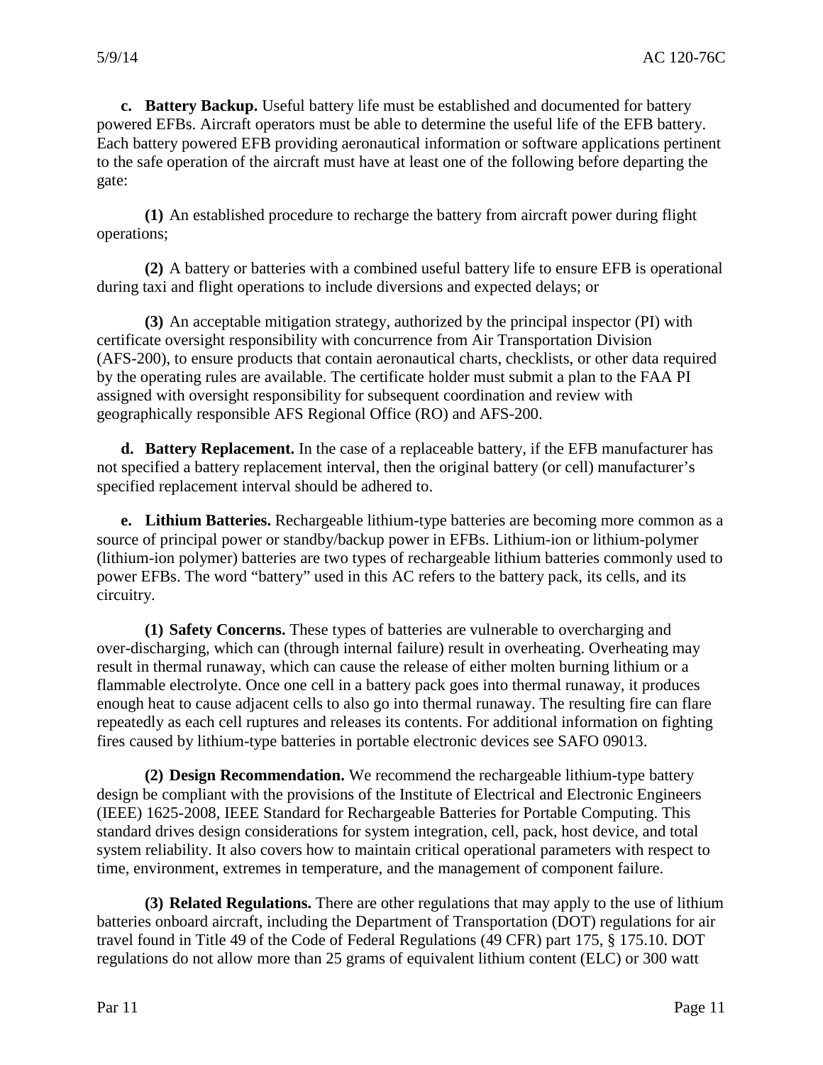**c. Battery Backup.** Useful battery life must be established and documented for battery powered EFBs. Aircraft operators must be able to determine the useful life of the EFB battery. Each battery powered EFB providing aeronautical information or software applications pertinent to the safe operation of the aircraft must have at least one of the following before departing the gate:

**(1)** An established procedure to recharge the battery from aircraft power during flight operations;

**(2)** A battery or batteries with a combined useful battery life to ensure EFB is operational during taxi and flight operations to include diversions and expected delays; or

**(3)** An acceptable mitigation strategy, authorized by the principal inspector (PI) with certificate oversight responsibility with concurrence from Air Transportation Division (AFS-200), to ensure products that contain aeronautical charts, checklists, or other data required by the operating rules are available. The certificate holder must submit a plan to the FAA PI assigned with oversight responsibility for subsequent coordination and review with geographically responsible AFS Regional Office (RO) and AFS-200.

**d. Battery Replacement.** In the case of a replaceable battery, if the EFB manufacturer has not specified a battery replacement interval, then the original battery (or cell) manufacturer's specified replacement interval should be adhered to.

**e. Lithium Batteries.** Rechargeable lithium-type batteries are becoming more common as a source of principal power or standby/backup power in EFBs. Lithium-ion or lithium-polymer (lithium-ion polymer) batteries are two types of rechargeable lithium batteries commonly used to power EFBs. The word "battery" used in this AC refers to the battery pack, its cells, and its circuitry.

**(1) Safety Concerns.** These types of batteries are vulnerable to overcharging and over-discharging, which can (through internal failure) result in overheating. Overheating may result in thermal runaway, which can cause the release of either molten burning lithium or a flammable electrolyte. Once one cell in a battery pack goes into thermal runaway, it produces enough heat to cause adjacent cells to also go into thermal runaway. The resulting fire can flare repeatedly as each cell ruptures and releases its contents. For additional information on fighting fires caused by lithium-type batteries in portable electronic devices see SAFO 09013.

**(2) Design Recommendation.** We recommend the rechargeable lithium-type battery design be compliant with the provisions of the Institute of Electrical and Electronic Engineers (IEEE) 1625-2008, IEEE Standard for Rechargeable Batteries for Portable Computing. This standard drives design considerations for system integration, cell, pack, host device, and total system reliability. It also covers how to maintain critical operational parameters with respect to time, environment, extremes in temperature, and the management of component failure.

**(3) Related Regulations.** There are other regulations that may apply to the use of lithium batteries onboard aircraft, including the Department of Transportation (DOT) regulations for air travel found in Title 49 of the Code of Federal Regulations (49 CFR) part 175, § 175.10. DOT regulations do not allow more than 25 grams of equivalent lithium content (ELC) or 300 watt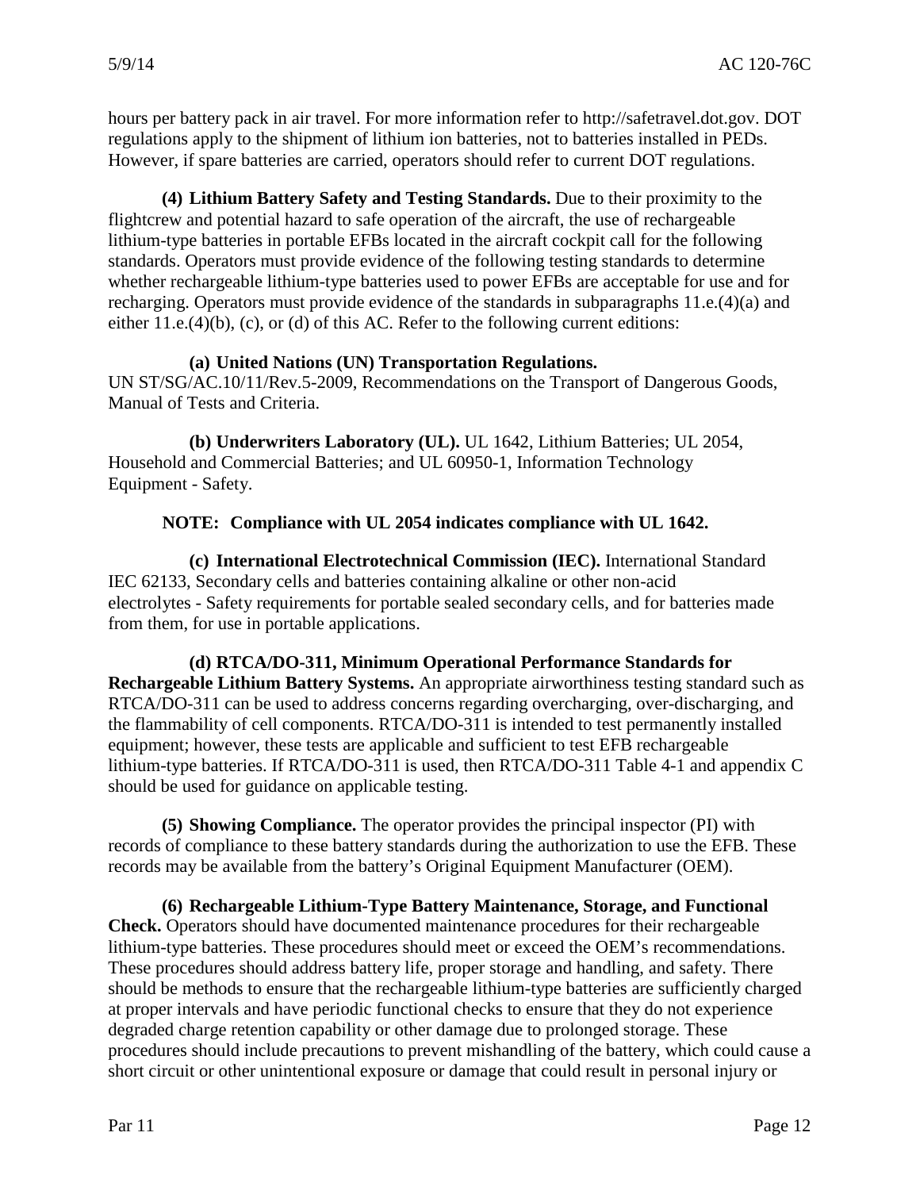hours per battery pack in air travel. For more information refer to http://safetravel.dot.gov. DOT regulations apply to the shipment of lithium ion batteries, not to batteries installed in PEDs. However, if spare batteries are carried, operators should refer to current DOT regulations.

**(4) Lithium Battery Safety and Testing Standards.** Due to their proximity to the flightcrew and potential hazard to safe operation of the aircraft, the use of rechargeable lithium-type batteries in portable EFBs located in the aircraft cockpit call for the following standards. Operators must provide evidence of the following testing standards to determine whether rechargeable lithium-type batteries used to power EFBs are acceptable for use and for recharging. Operators must provide evidence of the standards in subparagraphs 11.e.(4)(a) and either 11.e.(4)(b), (c), or (d) of this AC. Refer to the following current editions:

**(a) United Nations (UN) Transportation Regulations.** UN ST/SG/AC.10/11/Rev.5-2009, Recommendations on the Transport of Dangerous Goods, Manual of Tests and Criteria.

**(b) Underwriters Laboratory (UL).** UL 1642, Lithium Batteries; UL 2054, Household and Commercial Batteries; and UL 60950-1, Information Technology Equipment - Safety.

**NOTE: Compliance with UL 2054 indicates compliance with UL 1642.**

**(c) International Electrotechnical Commission (IEC).** International Standard IEC 62133, Secondary cells and batteries containing alkaline or other non-acid electrolytes - Safety requirements for portable sealed secondary cells, and for batteries made from them, for use in portable applications.

**(d) RTCA/DO-311, Minimum Operational Performance Standards for Rechargeable Lithium Battery Systems.** An appropriate airworthiness testing standard such as RTCA/DO-311 can be used to address concerns regarding overcharging, over-discharging, and the flammability of cell components. RTCA/DO-311 is intended to test permanently installed equipment; however, these tests are applicable and sufficient to test EFB rechargeable lithium-type batteries. If RTCA/DO-311 is used, then RTCA/DO-311 Table 4-1 and appendix C should be used for guidance on applicable testing.

**(5) Showing Compliance.** The operator provides the principal inspector (PI) with records of compliance to these battery standards during the authorization to use the EFB. These records may be available from the battery's Original Equipment Manufacturer (OEM).

**(6) Rechargeable Lithium-Type Battery Maintenance, Storage, and Functional Check.** Operators should have documented maintenance procedures for their rechargeable lithium-type batteries. These procedures should meet or exceed the OEM's recommendations. These procedures should address battery life, proper storage and handling, and safety. There should be methods to ensure that the rechargeable lithium-type batteries are sufficiently charged at proper intervals and have periodic functional checks to ensure that they do not experience degraded charge retention capability or other damage due to prolonged storage. These procedures should include precautions to prevent mishandling of the battery, which could cause a short circuit or other unintentional exposure or damage that could result in personal injury or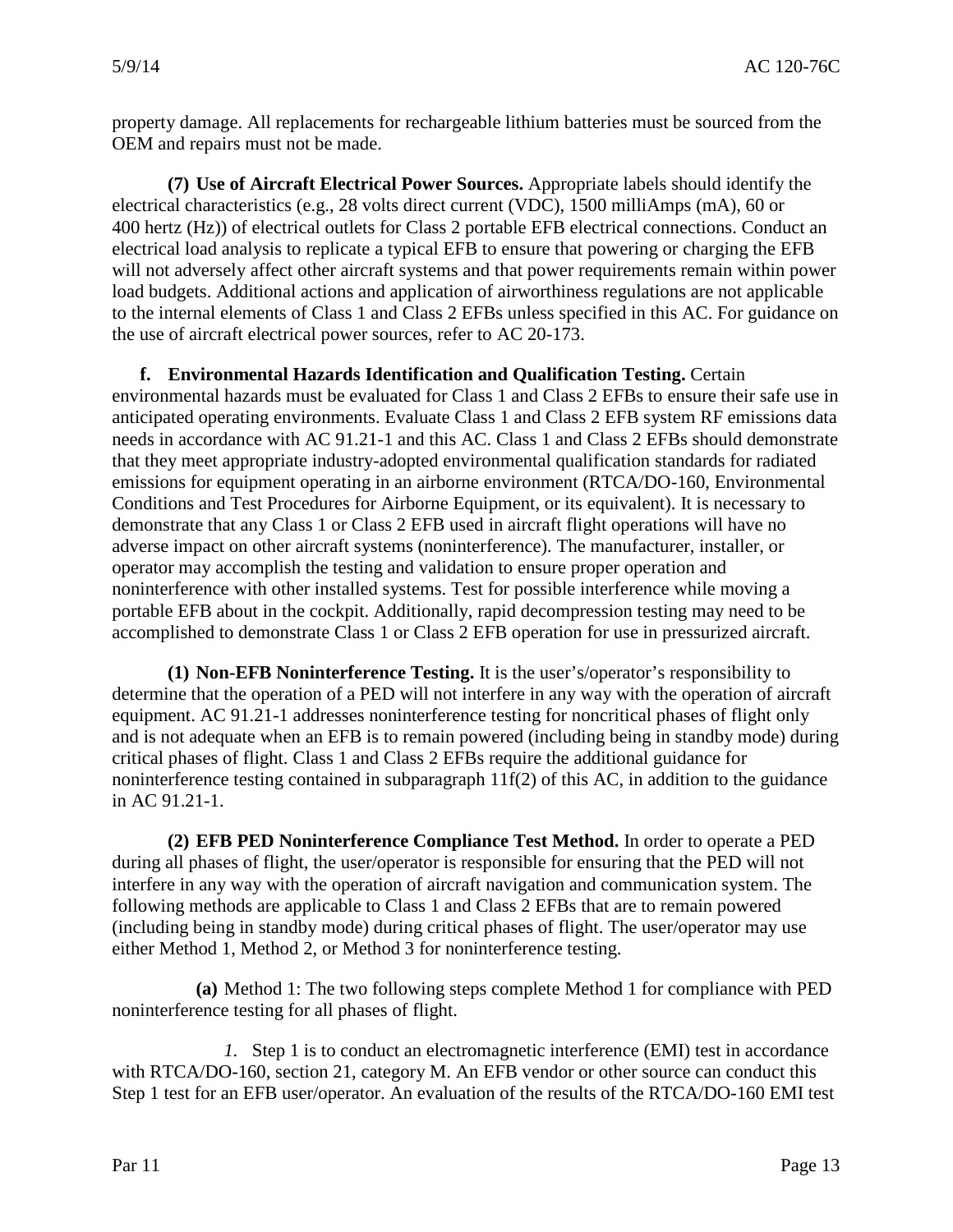property damage. All replacements for rechargeable lithium batteries must be sourced from the OEM and repairs must not be made.

**(7) Use of Aircraft Electrical Power Sources.** Appropriate labels should identify the electrical characteristics (e.g., 28 volts direct current (VDC), 1500 milliAmps (mA), 60 or 400 hertz (Hz)) of electrical outlets for Class 2 portable EFB electrical connections. Conduct an electrical load analysis to replicate a typical EFB to ensure that powering or charging the EFB will not adversely affect other aircraft systems and that power requirements remain within power load budgets. Additional actions and application of airworthiness regulations are not applicable to the internal elements of Class 1 and Class 2 EFBs unless specified in this AC. For guidance on the use of aircraft electrical power sources, refer to AC 20-173.

**f. Environmental Hazards Identification and Qualification Testing.** Certain environmental hazards must be evaluated for Class 1 and Class 2 EFBs to ensure their safe use in anticipated operating environments. Evaluate Class 1 and Class 2 EFB system RF emissions data needs in accordance with AC 91.21-1 and this AC. Class 1 and Class 2 EFBs should demonstrate that they meet appropriate industry-adopted environmental qualification standards for radiated emissions for equipment operating in an airborne environment (RTCA/DO-160, Environmental Conditions and Test Procedures for Airborne Equipment, or its equivalent). It is necessary to demonstrate that any Class 1 or Class 2 EFB used in aircraft flight operations will have no adverse impact on other aircraft systems (noninterference). The manufacturer, installer, or operator may accomplish the testing and validation to ensure proper operation and noninterference with other installed systems. Test for possible interference while moving a portable EFB about in the cockpit. Additionally, rapid decompression testing may need to be accomplished to demonstrate Class 1 or Class 2 EFB operation for use in pressurized aircraft.

**(1) Non-EFB Noninterference Testing.** It is the user's/operator's responsibility to determine that the operation of a PED will not interfere in any way with the operation of aircraft equipment. AC 91.21-1 addresses noninterference testing for noncritical phases of flight only and is not adequate when an EFB is to remain powered (including being in standby mode) during critical phases of flight. Class 1 and Class 2 EFBs require the additional guidance for noninterference testing contained in subparagraph 11f(2) of this AC, in addition to the guidance in AC 91.21-1.

**(2) EFB PED Noninterference Compliance Test Method.** In order to operate a PED during all phases of flight, the user/operator is responsible for ensuring that the PED will not interfere in any way with the operation of aircraft navigation and communication system. The following methods are applicable to Class 1 and Class 2 EFBs that are to remain powered (including being in standby mode) during critical phases of flight. The user/operator may use either Method 1, Method 2, or Method 3 for noninterference testing.

**(a)** Method 1: The two following steps complete Method 1 for compliance with PED noninterference testing for all phases of flight.

*1.* Step 1 is to conduct an electromagnetic interference (EMI) test in accordance with RTCA/DO-160, section 21, category M. An EFB vendor or other source can conduct this Step 1 test for an EFB user/operator. An evaluation of the results of the RTCA/DO-160 EMI test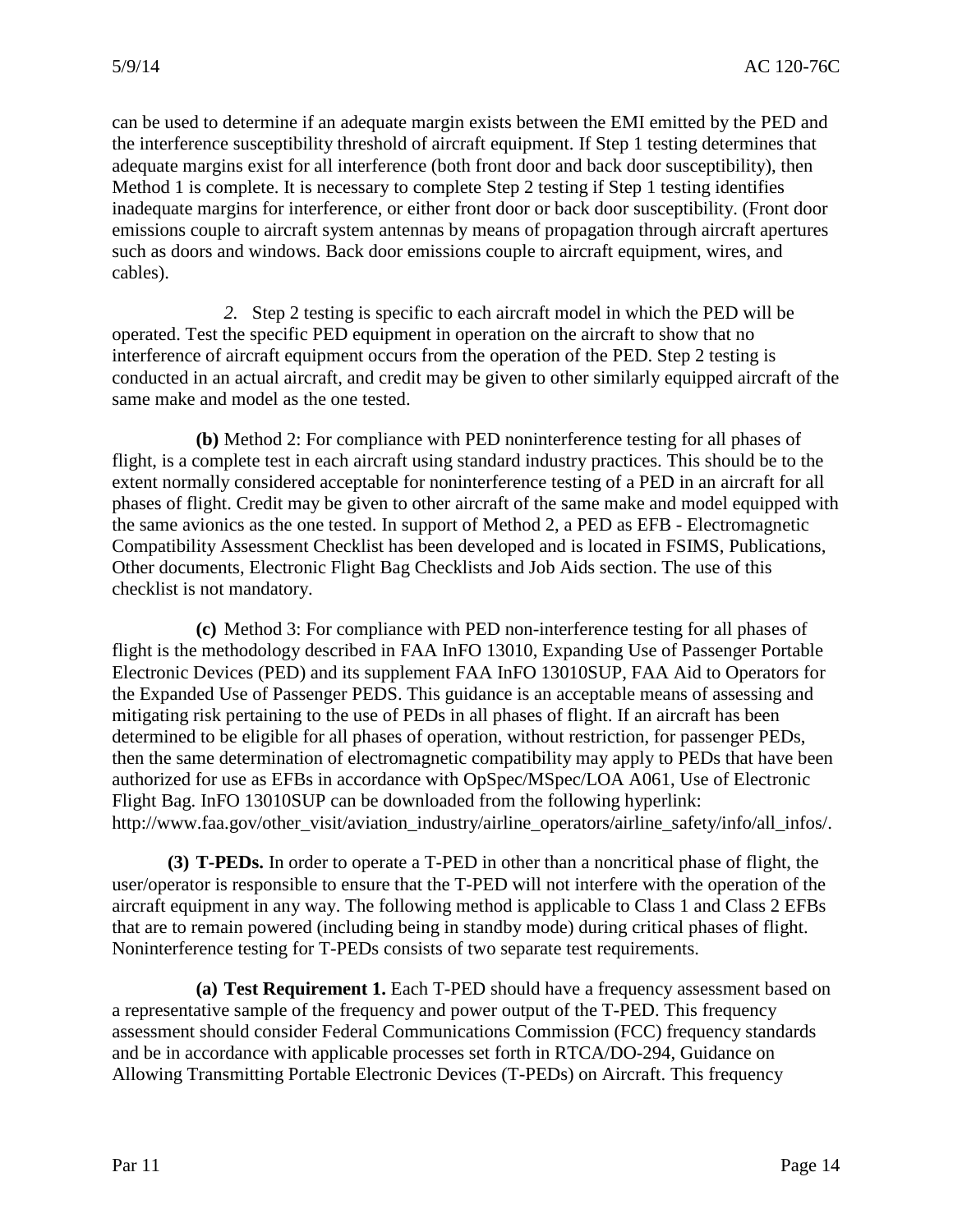can be used to determine if an adequate margin exists between the EMI emitted by the PED and the interference susceptibility threshold of aircraft equipment. If Step 1 testing determines that adequate margins exist for all interference (both front door and back door susceptibility), then Method 1 is complete. It is necessary to complete Step 2 testing if Step 1 testing identifies inadequate margins for interference, or either front door or back door susceptibility. (Front door emissions couple to aircraft system antennas by means of propagation through aircraft apertures such as doors and windows. Back door emissions couple to aircraft equipment, wires, and cables).

*2.* Step 2 testing is specific to each aircraft model in which the PED will be operated. Test the specific PED equipment in operation on the aircraft to show that no interference of aircraft equipment occurs from the operation of the PED. Step 2 testing is conducted in an actual aircraft, and credit may be given to other similarly equipped aircraft of the same make and model as the one tested.

**(b)** Method 2: For compliance with PED noninterference testing for all phases of flight, is a complete test in each aircraft using standard industry practices. This should be to the extent normally considered acceptable for noninterference testing of a PED in an aircraft for all phases of flight. Credit may be given to other aircraft of the same make and model equipped with the same avionics as the one tested. In support of Method 2, a PED as EFB - Electromagnetic Compatibility Assessment Checklist has been developed and is located in FSIMS, Publications, Other documents, Electronic Flight Bag Checklists and Job Aids section. The use of this checklist is not mandatory.

**(c)** Method 3: For compliance with PED non-interference testing for all phases of flight is the methodology described in FAA InFO 13010, Expanding Use of Passenger Portable Electronic Devices (PED) and its supplement FAA InFO 13010SUP, FAA Aid to Operators for the Expanded Use of Passenger PEDS. This guidance is an acceptable means of assessing and mitigating risk pertaining to the use of PEDs in all phases of flight. If an aircraft has been determined to be eligible for all phases of operation, without restriction, for passenger PEDs, then the same determination of electromagnetic compatibility may apply to PEDs that have been authorized for use as EFBs in accordance with OpSpec/MSpec/LOA A061, Use of Electronic Flight Bag. InFO 13010SUP can be downloaded from the following hyperlink: http://www.faa.gov/other_visit/aviation_industry/airline_operators/airline_safety/info/all_infos/.

**(3) T-PEDs.** In order to operate a T-PED in other than a noncritical phase of flight, the user/operator is responsible to ensure that the T-PED will not interfere with the operation of the aircraft equipment in any way. The following method is applicable to Class 1 and Class 2 EFBs that are to remain powered (including being in standby mode) during critical phases of flight. Noninterference testing for T-PEDs consists of two separate test requirements.

**(a) Test Requirement 1.** Each T-PED should have a frequency assessment based on a representative sample of the frequency and power output of the T-PED. This frequency assessment should consider Federal Communications Commission (FCC) frequency standards and be in accordance with applicable processes set forth in RTCA/DO-294, Guidance on Allowing Transmitting Portable Electronic Devices (T-PEDs) on Aircraft. This frequency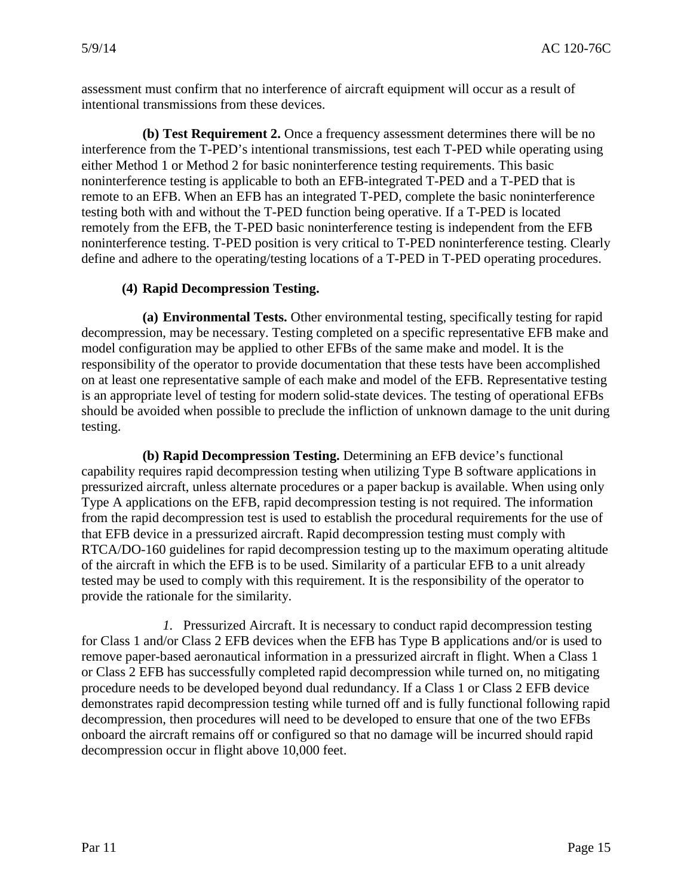assessment must confirm that no interference of aircraft equipment will occur as a result of intentional transmissions from these devices.

**(b) Test Requirement 2.** Once a frequency assessment determines there will be no interference from the T-PED's intentional transmissions, test each T-PED while operating using either Method 1 or Method 2 for basic noninterference testing requirements. This basic noninterference testing is applicable to both an EFB-integrated T-PED and a T-PED that is remote to an EFB. When an EFB has an integrated T-PED, complete the basic noninterference testing both with and without the T-PED function being operative. If a T-PED is located remotely from the EFB, the T-PED basic noninterference testing is independent from the EFB noninterference testing. T-PED position is very critical to T-PED noninterference testing. Clearly define and adhere to the operating/testing locations of a T-PED in T-PED operating procedures.

**(4) Rapid Decompression Testing.**

**(a) Environmental Tests.** Other environmental testing, specifically testing for rapid decompression, may be necessary. Testing completed on a specific representative EFB make and model configuration may be applied to other EFBs of the same make and model. It is the responsibility of the operator to provide documentation that these tests have been accomplished on at least one representative sample of each make and model of the EFB. Representative testing is an appropriate level of testing for modern solid-state devices. The testing of operational EFBs should be avoided when possible to preclude the infliction of unknown damage to the unit during testing.

**(b) Rapid Decompression Testing.** Determining an EFB device's functional capability requires rapid decompression testing when utilizing Type B software applications in pressurized aircraft, unless alternate procedures or a paper backup is available. When using only Type A applications on the EFB, rapid decompression testing is not required. The information from the rapid decompression test is used to establish the procedural requirements for the use of that EFB device in a pressurized aircraft. Rapid decompression testing must comply with RTCA/DO-160 guidelines for rapid decompression testing up to the maximum operating altitude of the aircraft in which the EFB is to be used. Similarity of a particular EFB to a unit already tested may be used to comply with this requirement. It is the responsibility of the operator to provide the rationale for the similarity.

*1.* Pressurized Aircraft. It is necessary to conduct rapid decompression testing for Class 1 and/or Class 2 EFB devices when the EFB has Type B applications and/or is used to remove paper-based aeronautical information in a pressurized aircraft in flight. When a Class 1 or Class 2 EFB has successfully completed rapid decompression while turned on, no mitigating procedure needs to be developed beyond dual redundancy. If a Class 1 or Class 2 EFB device demonstrates rapid decompression testing while turned off and is fully functional following rapid decompression, then procedures will need to be developed to ensure that one of the two EFBs onboard the aircraft remains off or configured so that no damage will be incurred should rapid decompression occur in flight above 10,000 feet.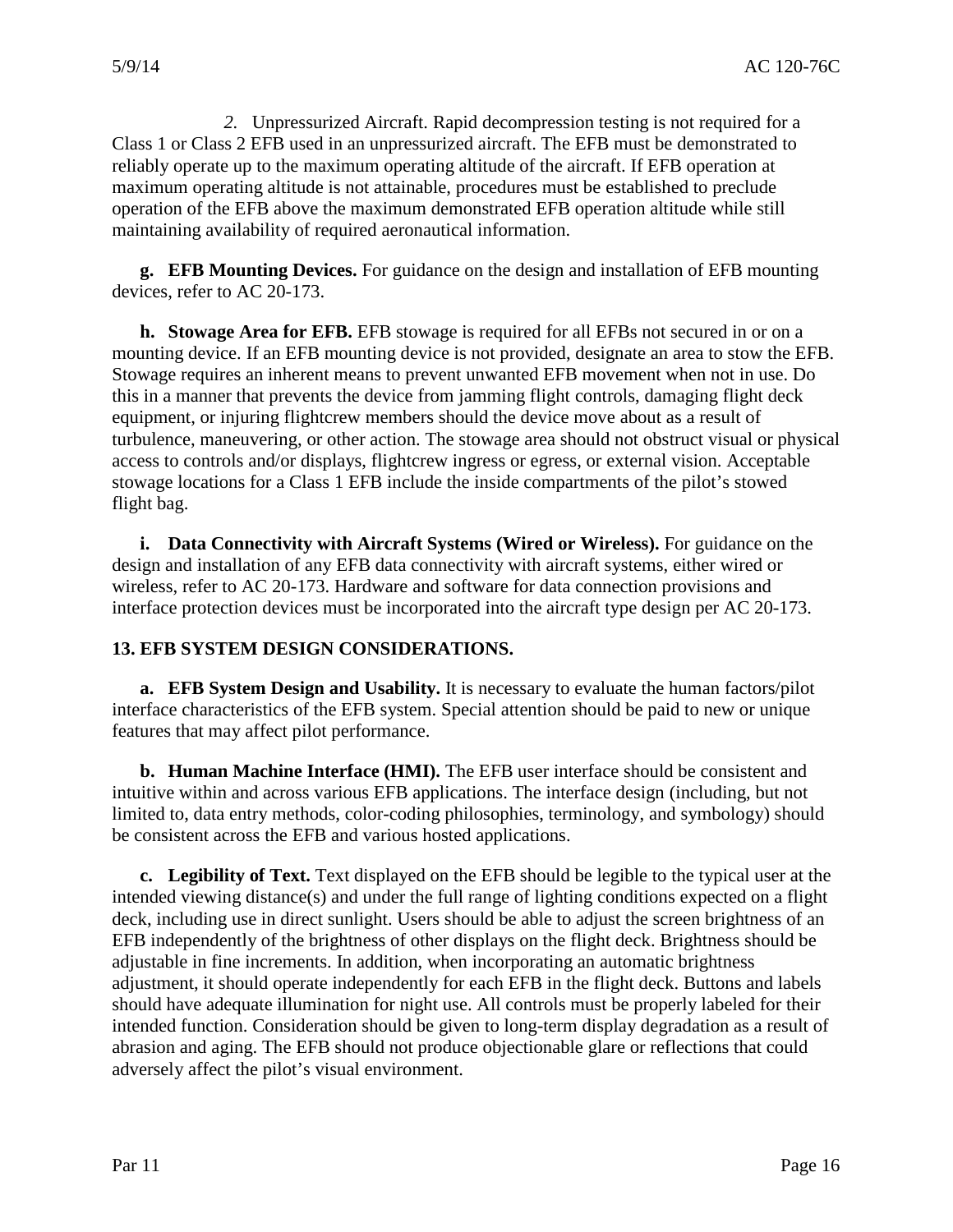*2.* Unpressurized Aircraft. Rapid decompression testing is not required for a Class 1 or Class 2 EFB used in an unpressurized aircraft. The EFB must be demonstrated to reliably operate up to the maximum operating altitude of the aircraft. If EFB operation at maximum operating altitude is not attainable, procedures must be established to preclude operation of the EFB above the maximum demonstrated EFB operation altitude while still maintaining availability of required aeronautical information.

**g. EFB Mounting Devices.** For guidance on the design and installation of EFB mounting devices, refer to AC 20-173.

**h. Stowage Area for EFB.** EFB stowage is required for all EFBs not secured in or on a mounting device. If an EFB mounting device is not provided, designate an area to stow the EFB. Stowage requires an inherent means to prevent unwanted EFB movement when not in use. Do this in a manner that prevents the device from jamming flight controls, damaging flight deck equipment, or injuring flightcrew members should the device move about as a result of turbulence, maneuvering, or other action. The stowage area should not obstruct visual or physical access to controls and/or displays, flightcrew ingress or egress, or external vision. Acceptable stowage locations for a Class 1 EFB include the inside compartments of the pilot's stowed flight bag.

**i. Data Connectivity with Aircraft Systems (Wired or Wireless).** For guidance on the design and installation of any EFB data connectivity with aircraft systems, either wired or wireless, refer to AC 20-173. Hardware and software for data connection provisions and interface protection devices must be incorporated into the aircraft type design per AC 20-173.

## 13. EFB SYSTEM DESIGN CONSIDERATIONS.

**a. EFB System Design and Usability.** It is necessary to evaluate the human factors/pilot interface characteristics of the EFB system. Special attention should be paid to new or unique features that may affect pilot performance.

**b. Human Machine Interface (HMI).** The EFB user interface should be consistent and intuitive within and across various EFB applications. The interface design (including, but not limited to, data entry methods, color-coding philosophies, terminology, and symbology) should be consistent across the EFB and various hosted applications.

**c. Legibility of Text.** Text displayed on the EFB should be legible to the typical user at the intended viewing distance(s) and under the full range of lighting conditions expected on a flight deck, including use in direct sunlight. Users should be able to adjust the screen brightness of an EFB independently of the brightness of other displays on the flight deck. Brightness should be adjustable in fine increments. In addition, when incorporating an automatic brightness adjustment, it should operate independently for each EFB in the flight deck. Buttons and labels should have adequate illumination for night use. All controls must be properly labeled for their intended function. Consideration should be given to long-term display degradation as a result of abrasion and aging. The EFB should not produce objectionable glare or reflections that could adversely affect the pilot's visual environment.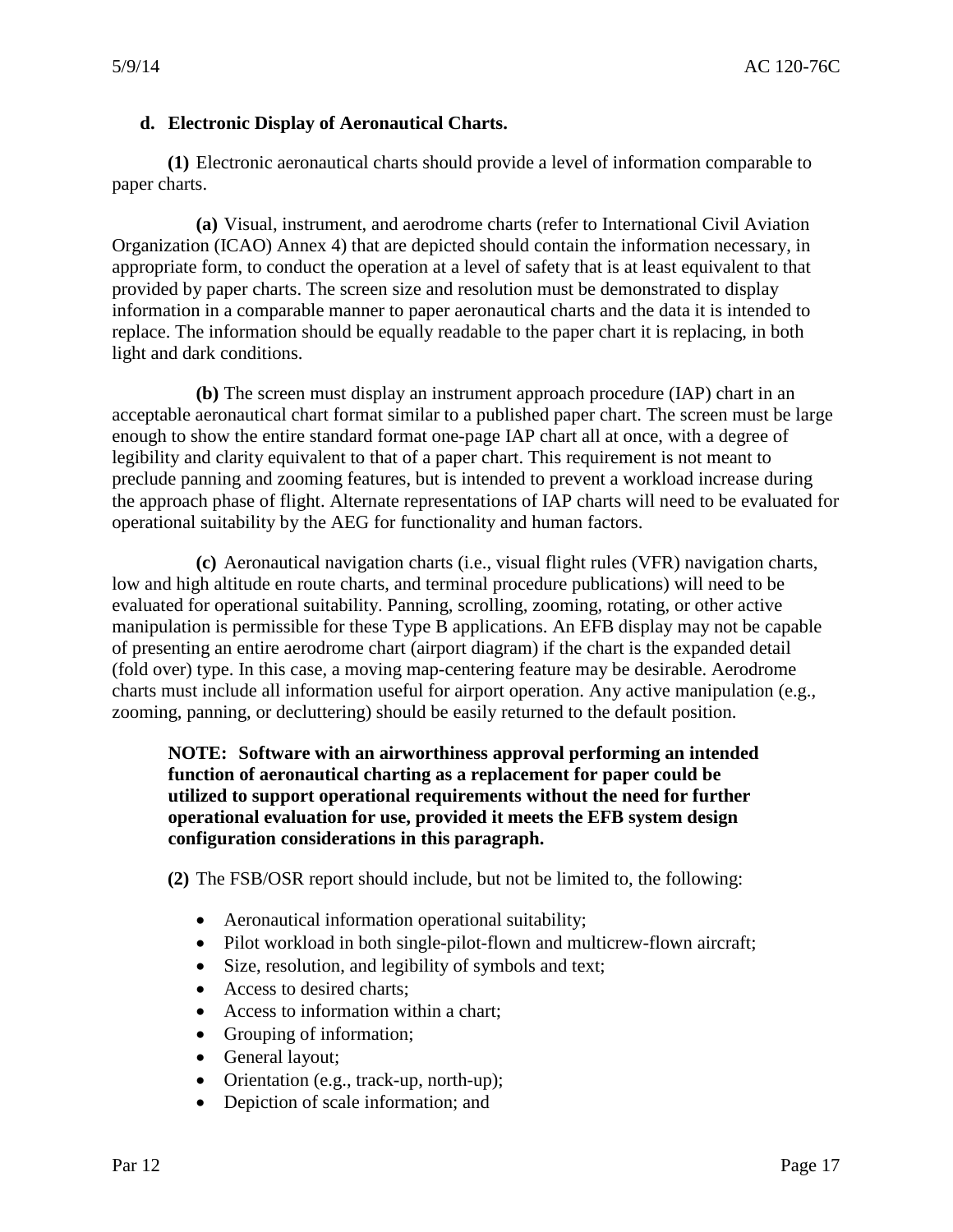**d. Electronic Display of Aeronautical Charts.**

**(1)** Electronic aeronautical charts should provide a level of information comparable to paper charts.

**(a)** Visual, instrument, and aerodrome charts (refer to International Civil Aviation Organization (ICAO) Annex 4) that are depicted should contain the information necessary, in appropriate form, to conduct the operation at a level of safety that is at least equivalent to that provided by paper charts. The screen size and resolution must be demonstrated to display information in a comparable manner to paper aeronautical charts and the data it is intended to replace. The information should be equally readable to the paper chart it is replacing, in both light and dark conditions.

**(b)** The screen must display an instrument approach procedure (IAP) chart in an acceptable aeronautical chart format similar to a published paper chart. The screen must be large enough to show the entire standard format one-page IAP chart all at once, with a degree of legibility and clarity equivalent to that of a paper chart. This requirement is not meant to preclude panning and zooming features, but is intended to prevent a workload increase during the approach phase of flight. Alternate representations of IAP charts will need to be evaluated for operational suitability by the AEG for functionality and human factors.

**(c)** Aeronautical navigation charts (i.e., visual flight rules (VFR) navigation charts, low and high altitude en route charts, and terminal procedure publications) will need to be evaluated for operational suitability. Panning, scrolling, zooming, rotating, or other active manipulation is permissible for these Type B applications. An EFB display may not be capable of presenting an entire aerodrome chart (airport diagram) if the chart is the expanded detail (fold over) type. In this case, a moving map-centering feature may be desirable. Aerodrome charts must include all information useful for airport operation. Any active manipulation (e.g., zooming, panning, or decluttering) should be easily returned to the default position.

**NOTE: Software with an airworthiness approval performing an intended function of aeronautical charting as a replacement for paper could be utilized to support operational requirements without the need for further operational evaluation for use, provided it meets the EFB system design configuration considerations in this paragraph.**

**(2)** The FSB/OSR report should include, but not be limited to, the following:

- Aeronautical information operational suitability;
- Pilot workload in both single-pilot-flown and multicrew-flown aircraft;
- Size, resolution, and legibility of symbols and text;
- Access to desired charts;
- Access to information within a chart;
- Grouping of information;
- General layout;
- Orientation (e.g., track-up, north-up);
- Depiction of scale information; and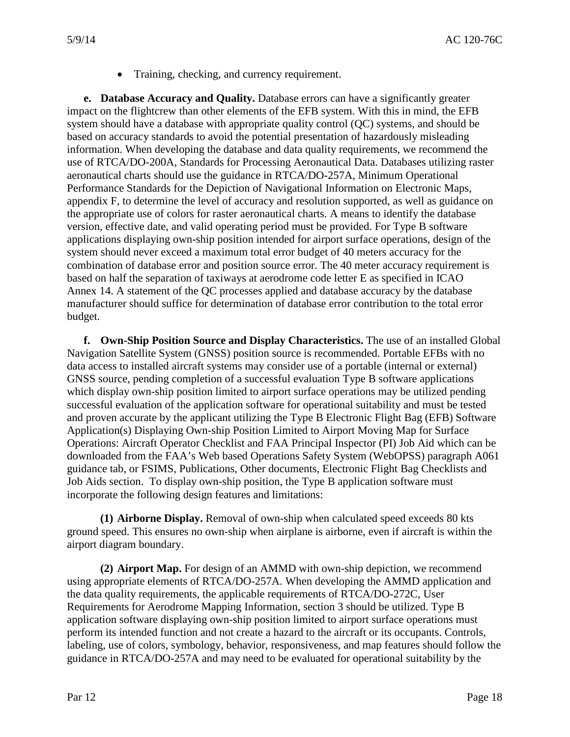- Training, checking, and currency requirement.

**e. Database Accuracy and Quality.** Database errors can have a significantly greater impact on the flightcrew than other elements of the EFB system. With this in mind, the EFB system should have a database with appropriate quality control (QC) systems, and should be based on accuracy standards to avoid the potential presentation of hazardously misleading information. When developing the database and data quality requirements, we recommend the use of RTCA/DO-200A, Standards for Processing Aeronautical Data. Databases utilizing raster aeronautical charts should use the guidance in RTCA/DO-257A, Minimum Operational Performance Standards for the Depiction of Navigational Information on Electronic Maps, appendix F, to determine the level of accuracy and resolution supported, as well as guidance on the appropriate use of colors for raster aeronautical charts. A means to identify the database version, effective date, and valid operating period must be provided. For Type B software applications displaying own-ship position intended for airport surface operations, design of the system should never exceed a maximum total error budget of 40 meters accuracy for the combination of database error and position source error. The 40 meter accuracy requirement is based on half the separation of taxiways at aerodrome code letter E as specified in ICAO Annex 14. A statement of the QC processes applied and database accuracy by the database manufacturer should suffice for determination of database error contribution to the total error budget.

**f. Own-Ship Position Source and Display Characteristics.** The use of an installed Global Navigation Satellite System (GNSS) position source is recommended. Portable EFBs with no data access to installed aircraft systems may consider use of a portable (internal or external) GNSS source, pending completion of a successful evaluation Type B software applications which display own-ship position limited to airport surface operations may be utilized pending successful evaluation of the application software for operational suitability and must be tested and proven accurate by the applicant utilizing the Type B Electronic Flight Bag (EFB) Software Application(s) Displaying Own-ship Position Limited to Airport Moving Map for Surface Operations: Aircraft Operator Checklist and FAA Principal Inspector (PI) Job Aid which can be downloaded from the FAA's Web based Operations Safety System (WebOPSS) paragraph A061 guidance tab, or FSIMS, Publications, Other documents, Electronic Flight Bag Checklists and Job Aids section. To display own-ship position, the Type B application software must incorporate the following design features and limitations:

**(1) Airborne Display.** Removal of own-ship when calculated speed exceeds 80 kts ground speed. This ensures no own-ship when airplane is airborne, even if aircraft is within the airport diagram boundary.

**(2) Airport Map.** For design of an AMMD with own-ship depiction, we recommend using appropriate elements of RTCA/DO-257A. When developing the AMMD application and the data quality requirements, the applicable requirements of RTCA/DO-272C, User Requirements for Aerodrome Mapping Information, section 3 should be utilized. Type B application software displaying own-ship position limited to airport surface operations must perform its intended function and not create a hazard to the aircraft or its occupants. Controls, labeling, use of colors, symbology, behavior, responsiveness, and map features should follow the guidance in RTCA/DO-257A and may need to be evaluated for operational suitability by the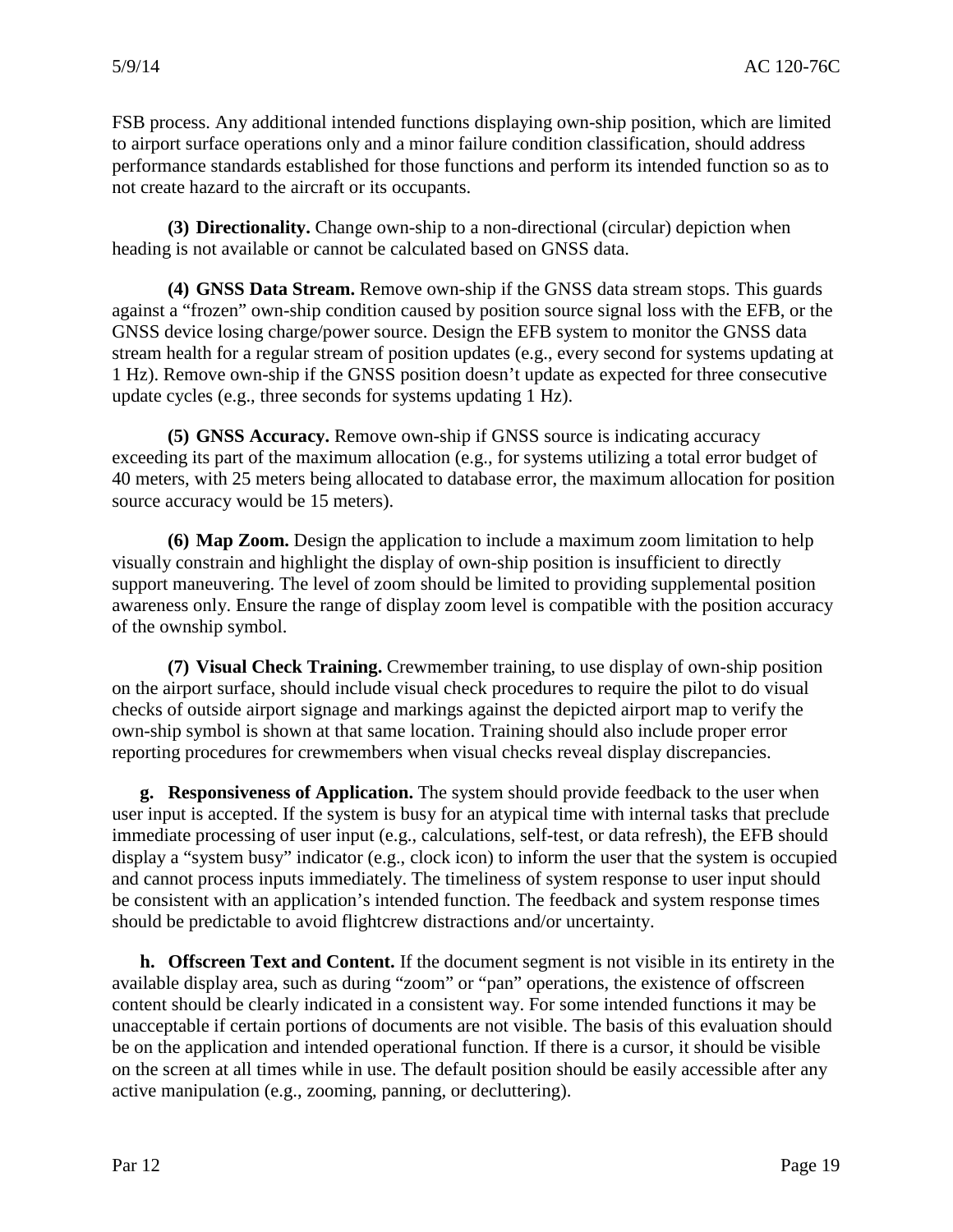FSB process. Any additional intended functions displaying own-ship position, which are limited to airport surface operations only and a minor failure condition classification, should address performance standards established for those functions and perform its intended function so as to not create hazard to the aircraft or its occupants.

**(3) Directionality.** Change own-ship to a non-directional (circular) depiction when heading is not available or cannot be calculated based on GNSS data.

**(4) GNSS Data Stream.** Remove own-ship if the GNSS data stream stops. This guards against a "frozen" own-ship condition caused by position source signal loss with the EFB, or the GNSS device losing charge/power source. Design the EFB system to monitor the GNSS data stream health for a regular stream of position updates (e.g., every second for systems updating at 1 Hz). Remove own-ship if the GNSS position doesn't update as expected for three consecutive update cycles (e.g., three seconds for systems updating 1 Hz).

**(5) GNSS Accuracy.** Remove own-ship if GNSS source is indicating accuracy exceeding its part of the maximum allocation (e.g., for systems utilizing a total error budget of 40 meters, with 25 meters being allocated to database error, the maximum allocation for position source accuracy would be 15 meters).

**(6) Map Zoom.** Design the application to include a maximum zoom limitation to help visually constrain and highlight the display of own-ship position is insufficient to directly support maneuvering. The level of zoom should be limited to providing supplemental position awareness only. Ensure the range of display zoom level is compatible with the position accuracy of the ownship symbol.

**(7) Visual Check Training.** Crewmember training, to use display of own-ship position on the airport surface, should include visual check procedures to require the pilot to do visual checks of outside airport signage and markings against the depicted airport map to verify the own-ship symbol is shown at that same location. Training should also include proper error reporting procedures for crewmembers when visual checks reveal display discrepancies.

**g. Responsiveness of Application.** The system should provide feedback to the user when user input is accepted. If the system is busy for an atypical time with internal tasks that preclude immediate processing of user input (e.g., calculations, self-test, or data refresh), the EFB should display a "system busy" indicator (e.g., clock icon) to inform the user that the system is occupied and cannot process inputs immediately. The timeliness of system response to user input should be consistent with an application's intended function. The feedback and system response times should be predictable to avoid flightcrew distractions and/or uncertainty.

**h. Offscreen Text and Content.** If the document segment is not visible in its entirety in the available display area, such as during "zoom" or "pan" operations, the existence of offscreen content should be clearly indicated in a consistent way. For some intended functions it may be unacceptable if certain portions of documents are not visible. The basis of this evaluation should be on the application and intended operational function. If there is a cursor, it should be visible on the screen at all times while in use. The default position should be easily accessible after any active manipulation (e.g., zooming, panning, or decluttering).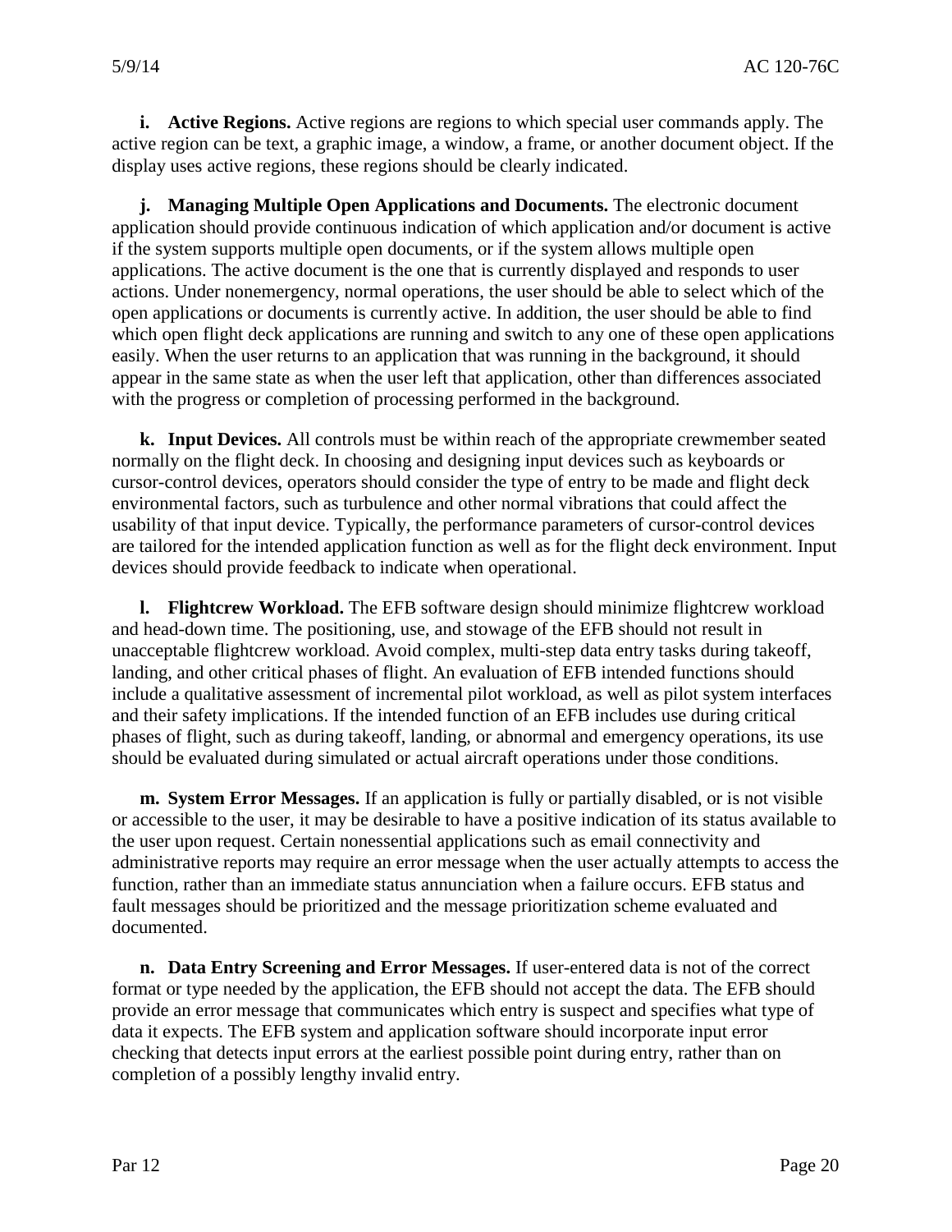**i. Active Regions.** Active regions are regions to which special user commands apply. The active region can be text, a graphic image, a window, a frame, or another document object. If the display uses active regions, these regions should be clearly indicated.

**j. Managing Multiple Open Applications and Documents.** The electronic document application should provide continuous indication of which application and/or document is active if the system supports multiple open documents, or if the system allows multiple open applications. The active document is the one that is currently displayed and responds to user actions. Under nonemergency, normal operations, the user should be able to select which of the open applications or documents is currently active. In addition, the user should be able to find which open flight deck applications are running and switch to any one of these open applications easily. When the user returns to an application that was running in the background, it should appear in the same state as when the user left that application, other than differences associated with the progress or completion of processing performed in the background.

**k. Input Devices.** All controls must be within reach of the appropriate crewmember seated normally on the flight deck. In choosing and designing input devices such as keyboards or cursor-control devices, operators should consider the type of entry to be made and flight deck environmental factors, such as turbulence and other normal vibrations that could affect the usability of that input device. Typically, the performance parameters of cursor-control devices are tailored for the intended application function as well as for the flight deck environment. Input devices should provide feedback to indicate when operational.

**l. Flightcrew Workload.** The EFB software design should minimize flightcrew workload and head-down time. The positioning, use, and stowage of the EFB should not result in unacceptable flightcrew workload. Avoid complex, multi-step data entry tasks during takeoff, landing, and other critical phases of flight. An evaluation of EFB intended functions should include a qualitative assessment of incremental pilot workload, as well as pilot system interfaces and their safety implications. If the intended function of an EFB includes use during critical phases of flight, such as during takeoff, landing, or abnormal and emergency operations, its use should be evaluated during simulated or actual aircraft operations under those conditions.

**m. System Error Messages.** If an application is fully or partially disabled, or is not visible or accessible to the user, it may be desirable to have a positive indication of its status available to the user upon request. Certain nonessential applications such as email connectivity and administrative reports may require an error message when the user actually attempts to access the function, rather than an immediate status annunciation when a failure occurs. EFB status and fault messages should be prioritized and the message prioritization scheme evaluated and documented.

**n. Data Entry Screening and Error Messages.** If user-entered data is not of the correct format or type needed by the application, the EFB should not accept the data. The EFB should provide an error message that communicates which entry is suspect and specifies what type of data it expects. The EFB system and application software should incorporate input error checking that detects input errors at the earliest possible point during entry, rather than on completion of a possibly lengthy invalid entry.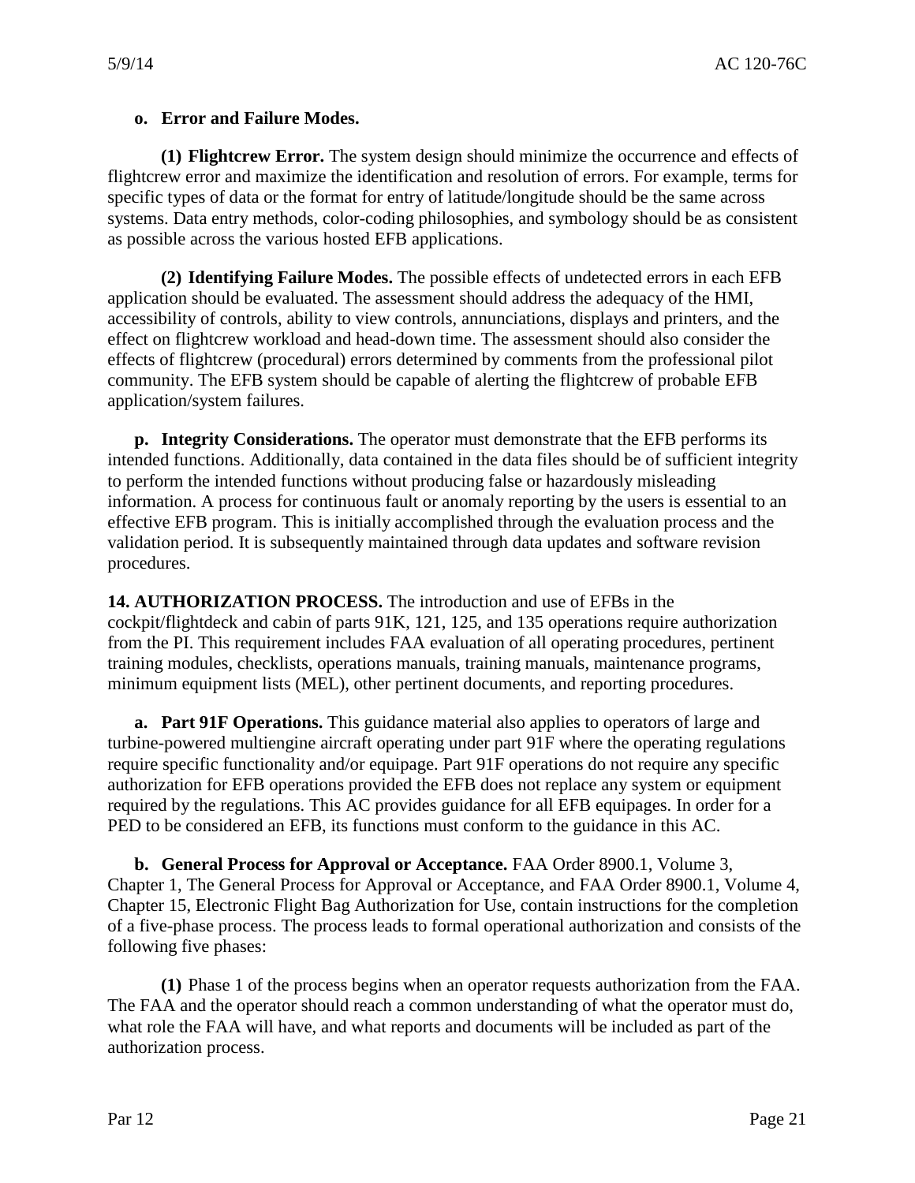**o. Error and Failure Modes.**

**(1) Flightcrew Error.** The system design should minimize the occurrence and effects of flightcrew error and maximize the identification and resolution of errors. For example, terms for specific types of data or the format for entry of latitude/longitude should be the same across systems. Data entry methods, color-coding philosophies, and symbology should be as consistent as possible across the various hosted EFB applications.

**(2) Identifying Failure Modes.** The possible effects of undetected errors in each EFB application should be evaluated. The assessment should address the adequacy of the HMI, accessibility of controls, ability to view controls, annunciations, displays and printers, and the effect on flightcrew workload and head-down time. The assessment should also consider the effects of flightcrew (procedural) errors determined by comments from the professional pilot community. The EFB system should be capable of alerting the flightcrew of probable EFB application/system failures.

**p. Integrity Considerations.** The operator must demonstrate that the EFB performs its intended functions. Additionally, data contained in the data files should be of sufficient integrity to perform the intended functions without producing false or hazardously misleading information. A process for continuous fault or anomaly reporting by the users is essential to an effective EFB program. This is initially accomplished through the evaluation process and the validation period. It is subsequently maintained through data updates and software revision procedures.

**14. AUTHORIZATION PROCESS.** The introduction and use of EFBs in the cockpit/flightdeck and cabin of parts 91K, 121, 125, and 135 operations require authorization from the PI. This requirement includes FAA evaluation of all operating procedures, pertinent training modules, checklists, operations manuals, training manuals, maintenance programs, minimum equipment lists (MEL), other pertinent documents, and reporting procedures.

**a. Part 91F Operations.** This guidance material also applies to operators of large and turbine-powered multiengine aircraft operating under part 91F where the operating regulations require specific functionality and/or equipage. Part 91F operations do not require any specific authorization for EFB operations provided the EFB does not replace any system or equipment required by the regulations. This AC provides guidance for all EFB equipages. In order for a PED to be considered an EFB, its functions must conform to the guidance in this AC.

**b. General Process for Approval or Acceptance.** FAA Order 8900.1, Volume 3, Chapter 1, The General Process for Approval or Acceptance, and FAA Order 8900.1, Volume 4, Chapter 15, Electronic Flight Bag Authorization for Use, contain instructions for the completion of a five-phase process. The process leads to formal operational authorization and consists of the following five phases:

**(1)** Phase 1 of the process begins when an operator requests authorization from the FAA. The FAA and the operator should reach a common understanding of what the operator must do, what role the FAA will have, and what reports and documents will be included as part of the authorization process.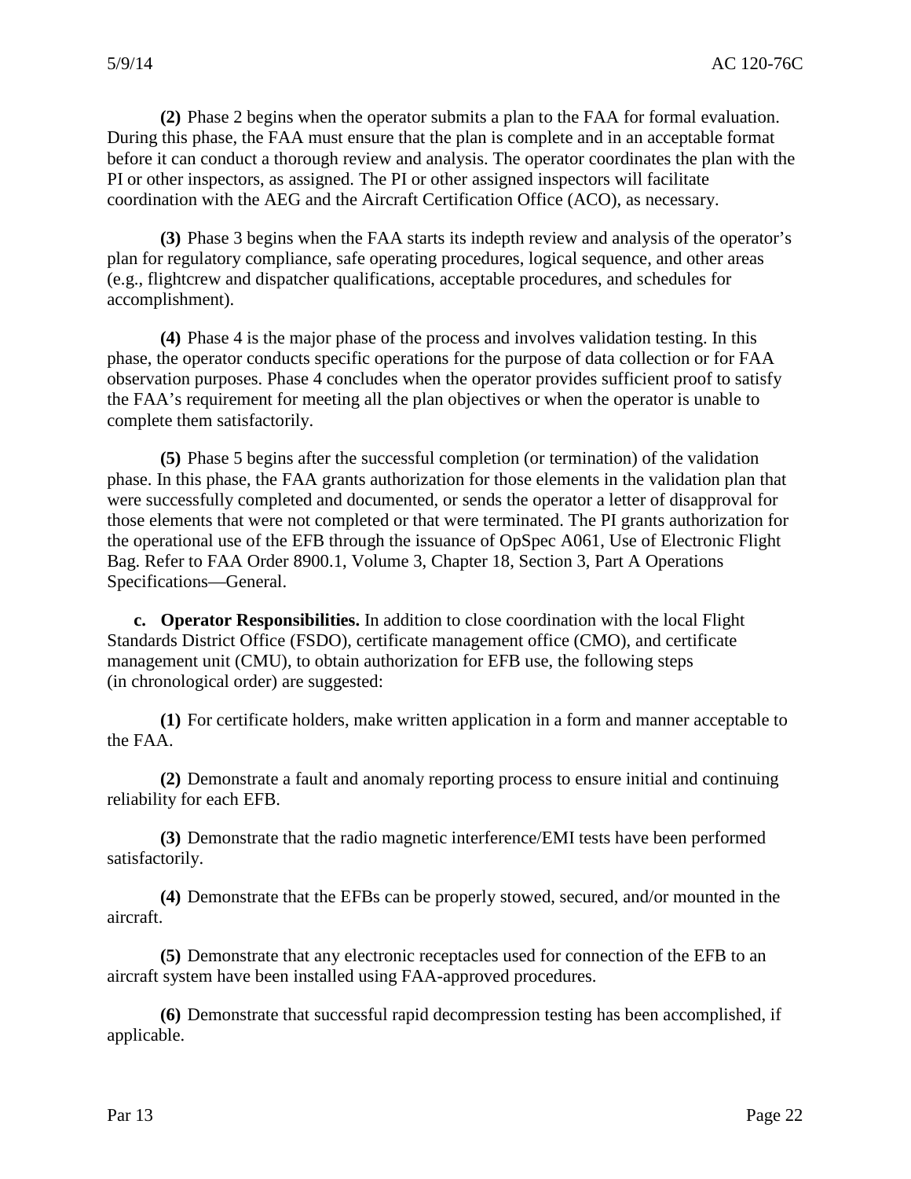**(2)** Phase 2 begins when the operator submits a plan to the FAA for formal evaluation. During this phase, the FAA must ensure that the plan is complete and in an acceptable format before it can conduct a thorough review and analysis. The operator coordinates the plan with the PI or other inspectors, as assigned. The PI or other assigned inspectors will facilitate coordination with the AEG and the Aircraft Certification Office (ACO), as necessary.

**(3)** Phase 3 begins when the FAA starts its indepth review and analysis of the operator's plan for regulatory compliance, safe operating procedures, logical sequence, and other areas (e.g., flightcrew and dispatcher qualifications, acceptable procedures, and schedules for accomplishment).

**(4)** Phase 4 is the major phase of the process and involves validation testing. In this phase, the operator conducts specific operations for the purpose of data collection or for FAA observation purposes. Phase 4 concludes when the operator provides sufficient proof to satisfy the FAA's requirement for meeting all the plan objectives or when the operator is unable to complete them satisfactorily.

**(5)** Phase 5 begins after the successful completion (or termination) of the validation phase. In this phase, the FAA grants authorization for those elements in the validation plan that were successfully completed and documented, or sends the operator a letter of disapproval for those elements that were not completed or that were terminated. The PI grants authorization for the operational use of the EFB through the issuance of OpSpec A061, Use of Electronic Flight Bag. Refer to FAA Order 8900.1, Volume 3, Chapter 18, Section 3, Part A Operations Specifications—General.

**c. Operator Responsibilities.** In addition to close coordination with the local Flight Standards District Office (FSDO), certificate management office (CMO), and certificate management unit (CMU), to obtain authorization for EFB use, the following steps (in chronological order) are suggested:

**(1)** For certificate holders, make written application in a form and manner acceptable to the FAA.

**(2)** Demonstrate a fault and anomaly reporting process to ensure initial and continuing reliability for each EFB.

**(3)** Demonstrate that the radio magnetic interference/EMI tests have been performed satisfactorily.

**(4)** Demonstrate that the EFBs can be properly stowed, secured, and/or mounted in the aircraft.

**(5)** Demonstrate that any electronic receptacles used for connection of the EFB to an aircraft system have been installed using FAA-approved procedures.

**(6)** Demonstrate that successful rapid decompression testing has been accomplished, if applicable.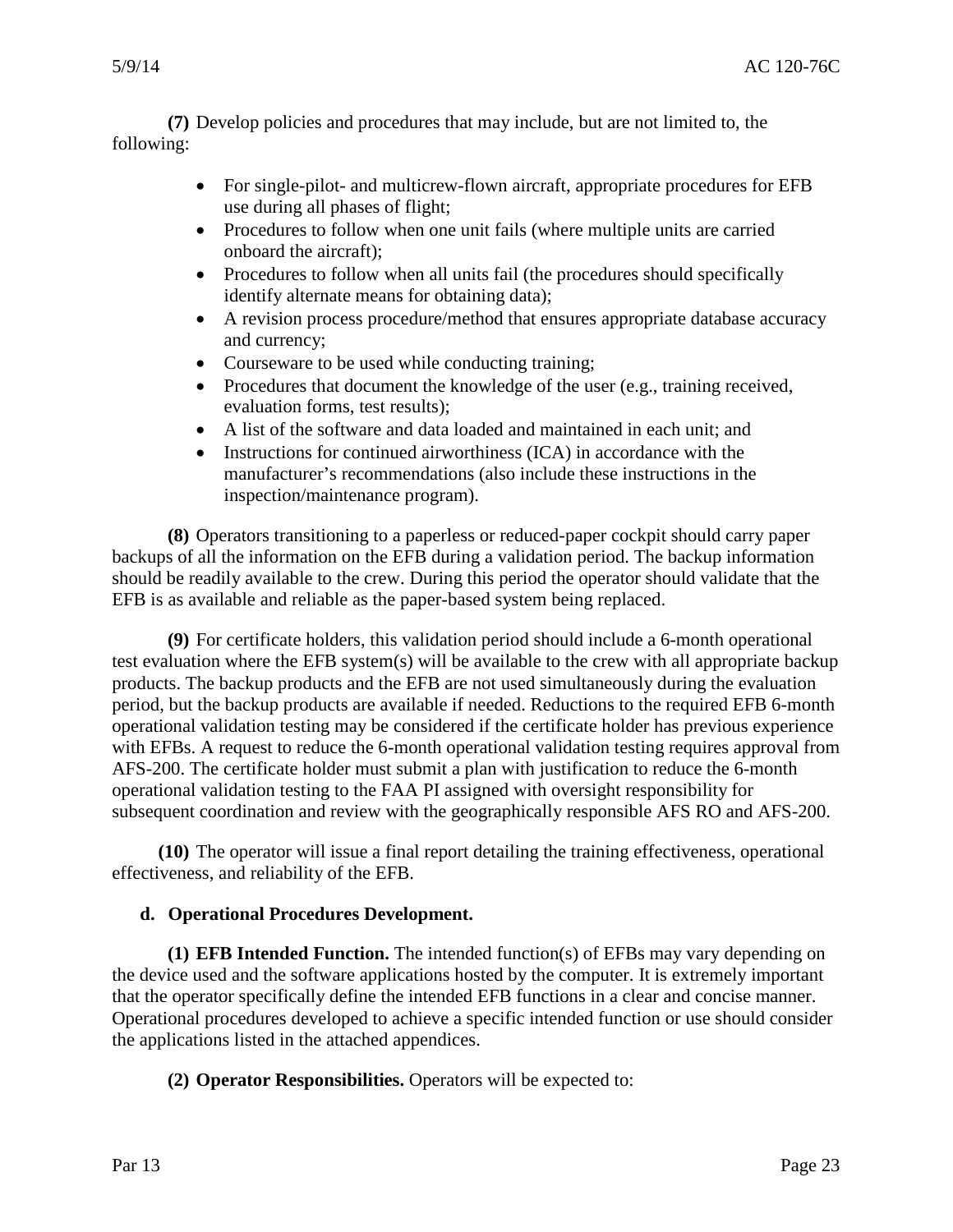**(7)** Develop policies and procedures that may include, but are not limited to, the following:

- For single-pilot- and multicrew-flown aircraft, appropriate procedures for EFB use during all phases of flight;
- Procedures to follow when one unit fails (where multiple units are carried onboard the aircraft);
- Procedures to follow when all units fail (the procedures should specifically identify alternate means for obtaining data);
- A revision process procedure/method that ensures appropriate database accuracy and currency;
- Courseware to be used while conducting training;
- Procedures that document the knowledge of the user (e.g., training received, evaluation forms, test results);
- A list of the software and data loaded and maintained in each unit; and
- Instructions for continued airworthiness (ICA) in accordance with the manufacturer's recommendations (also include these instructions in the inspection/maintenance program).

**(8)** Operators transitioning to a paperless or reduced-paper cockpit should carry paper backups of all the information on the EFB during a validation period. The backup information should be readily available to the crew. During this period the operator should validate that the EFB is as available and reliable as the paper-based system being replaced.

**(9)** For certificate holders, this validation period should include a 6-month operational test evaluation where the EFB system(s) will be available to the crew with all appropriate backup products. The backup products and the EFB are not used simultaneously during the evaluation period, but the backup products are available if needed. Reductions to the required EFB 6-month operational validation testing may be considered if the certificate holder has previous experience with EFBs. A request to reduce the 6-month operational validation testing requires approval from AFS-200. The certificate holder must submit a plan with justification to reduce the 6-month operational validation testing to the FAA PI assigned with oversight responsibility for subsequent coordination and review with the geographically responsible AFS RO and AFS-200.

**(10)** The operator will issue a final report detailing the training effectiveness, operational effectiveness, and reliability of the EFB.

**d. Operational Procedures Development.**

**(1) EFB Intended Function.** The intended function(s) of EFBs may vary depending on the device used and the software applications hosted by the computer. It is extremely important that the operator specifically define the intended EFB functions in a clear and concise manner. Operational procedures developed to achieve a specific intended function or use should consider the applications listed in the attached appendices.

**(2) Operator Responsibilities.** Operators will be expected to: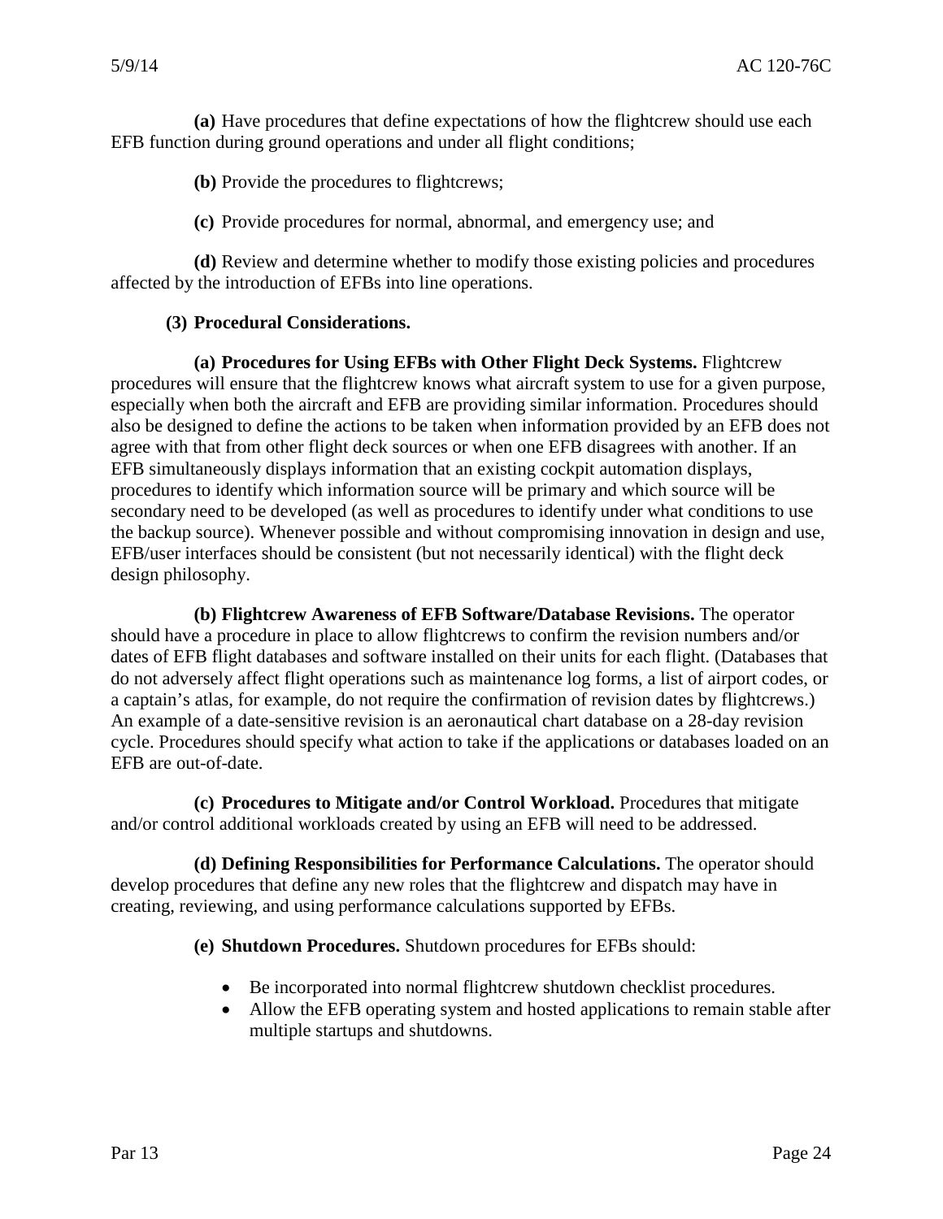**(a)** Have procedures that define expectations of how the flightcrew should use each EFB function during ground operations and under all flight conditions;

**(b)** Provide the procedures to flightcrews;

**(c)** Provide procedures for normal, abnormal, and emergency use; and

**(d)** Review and determine whether to modify those existing policies and procedures affected by the introduction of EFBs into line operations.

**(3) Procedural Considerations.**

**(a) Procedures for Using EFBs with Other Flight Deck Systems.** Flightcrew procedures will ensure that the flightcrew knows what aircraft system to use for a given purpose, especially when both the aircraft and EFB are providing similar information. Procedures should also be designed to define the actions to be taken when information provided by an EFB does not agree with that from other flight deck sources or when one EFB disagrees with another. If an EFB simultaneously displays information that an existing cockpit automation displays, procedures to identify which information source will be primary and which source will be secondary need to be developed (as well as procedures to identify under what conditions to use the backup source). Whenever possible and without compromising innovation in design and use, EFB/user interfaces should be consistent (but not necessarily identical) with the flight deck design philosophy.

**(b) Flightcrew Awareness of EFB Software/Database Revisions.** The operator should have a procedure in place to allow flightcrews to confirm the revision numbers and/or dates of EFB flight databases and software installed on their units for each flight. (Databases that do not adversely affect flight operations such as maintenance log forms, a list of airport codes, or a captain's atlas, for example, do not require the confirmation of revision dates by flightcrews.) An example of a date-sensitive revision is an aeronautical chart database on a 28-day revision cycle. Procedures should specify what action to take if the applications or databases loaded on an EFB are out-of-date.

**(c) Procedures to Mitigate and/or Control Workload.** Procedures that mitigate and/or control additional workloads created by using an EFB will need to be addressed.

**(d) Defining Responsibilities for Performance Calculations.** The operator should develop procedures that define any new roles that the flightcrew and dispatch may have in creating, reviewing, and using performance calculations supported by EFBs.

**(e) Shutdown Procedures.** Shutdown procedures for EFBs should:

- Be incorporated into normal flightcrew shutdown checklist procedures.
- Allow the EFB operating system and hosted applications to remain stable after multiple startups and shutdowns.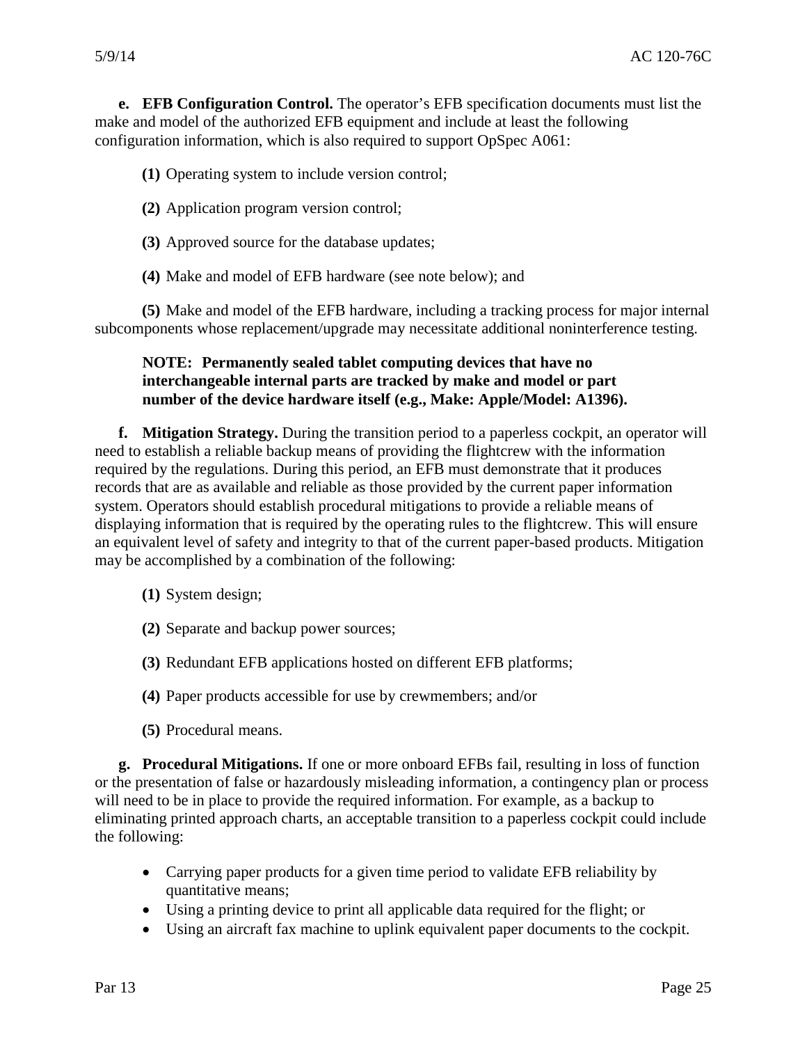**e. EFB Configuration Control.** The operator's EFB specification documents must list the make and model of the authorized EFB equipment and include at least the following configuration information, which is also required to support OpSpec A061:

**(1)** Operating system to include version control;

**(2)** Application program version control;

**(3)** Approved source for the database updates;

**(4)** Make and model of EFB hardware (see note below); and

**(5)** Make and model of the EFB hardware, including a tracking process for major internal subcomponents whose replacement/upgrade may necessitate additional noninterference testing.

**NOTE: Permanently sealed tablet computing devices that have no interchangeable internal parts are tracked by make and model or part number of the device hardware itself (e.g., Make: Apple/Model: A1396).**

**f. Mitigation Strategy.** During the transition period to a paperless cockpit, an operator will need to establish a reliable backup means of providing the flightcrew with the information required by the regulations. During this period, an EFB must demonstrate that it produces records that are as available and reliable as those provided by the current paper information system. Operators should establish procedural mitigations to provide a reliable means of displaying information that is required by the operating rules to the flightcrew. This will ensure an equivalent level of safety and integrity to that of the current paper-based products. Mitigation may be accomplished by a combination of the following:

**(1)** System design;

**(2)** Separate and backup power sources;

**(3)** Redundant EFB applications hosted on different EFB platforms;

**(4)** Paper products accessible for use by crewmembers; and/or

**(5)** Procedural means.

**g. Procedural Mitigations.** If one or more onboard EFBs fail, resulting in loss of function or the presentation of false or hazardously misleading information, a contingency plan or process will need to be in place to provide the required information. For example, as a backup to eliminating printed approach charts, an acceptable transition to a paperless cockpit could include the following:

- Carrying paper products for a given time period to validate EFB reliability by quantitative means;
- Using a printing device to print all applicable data required for the flight; or
- Using an aircraft fax machine to uplink equivalent paper documents to the cockpit.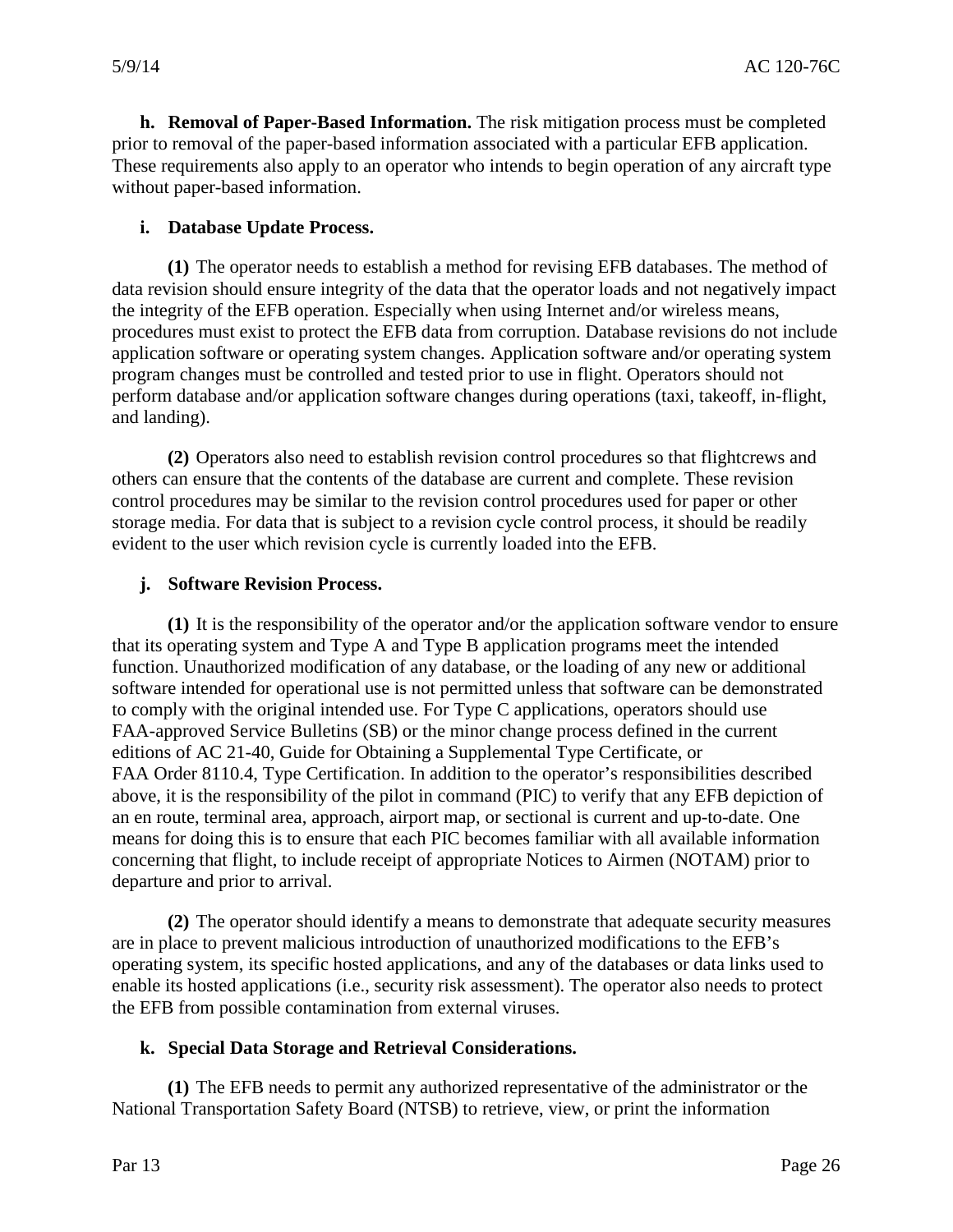**h. Removal of Paper-Based Information.** The risk mitigation process must be completed prior to removal of the paper-based information associated with a particular EFB application. These requirements also apply to an operator who intends to begin operation of any aircraft type without paper-based information.

**i. Database Update Process.**

**(1)** The operator needs to establish a method for revising EFB databases. The method of data revision should ensure integrity of the data that the operator loads and not negatively impact the integrity of the EFB operation. Especially when using Internet and/or wireless means, procedures must exist to protect the EFB data from corruption. Database revisions do not include application software or operating system changes. Application software and/or operating system program changes must be controlled and tested prior to use in flight. Operators should not perform database and/or application software changes during operations (taxi, takeoff, in-flight, and landing).

**(2)** Operators also need to establish revision control procedures so that flightcrews and others can ensure that the contents of the database are current and complete. These revision control procedures may be similar to the revision control procedures used for paper or other storage media. For data that is subject to a revision cycle control process, it should be readily evident to the user which revision cycle is currently loaded into the EFB.

**j. Software Revision Process.**

**(1)** It is the responsibility of the operator and/or the application software vendor to ensure that its operating system and Type A and Type B application programs meet the intended function. Unauthorized modification of any database, or the loading of any new or additional software intended for operational use is not permitted unless that software can be demonstrated to comply with the original intended use. For Type C applications, operators should use FAA-approved Service Bulletins (SB) or the minor change process defined in the current editions of AC 21-40, Guide for Obtaining a Supplemental Type Certificate, or FAA Order 8110.4, Type Certification. In addition to the operator's responsibilities described above, it is the responsibility of the pilot in command (PIC) to verify that any EFB depiction of an en route, terminal area, approach, airport map, or sectional is current and up-to-date. One means for doing this is to ensure that each PIC becomes familiar with all available information concerning that flight, to include receipt of appropriate Notices to Airmen (NOTAM) prior to departure and prior to arrival.

**(2)** The operator should identify a means to demonstrate that adequate security measures are in place to prevent malicious introduction of unauthorized modifications to the EFB's operating system, its specific hosted applications, and any of the databases or data links used to enable its hosted applications (i.e., security risk assessment). The operator also needs to protect the EFB from possible contamination from external viruses.

**k. Special Data Storage and Retrieval Considerations.**

**(1)** The EFB needs to permit any authorized representative of the administrator or the National Transportation Safety Board (NTSB) to retrieve, view, or print the information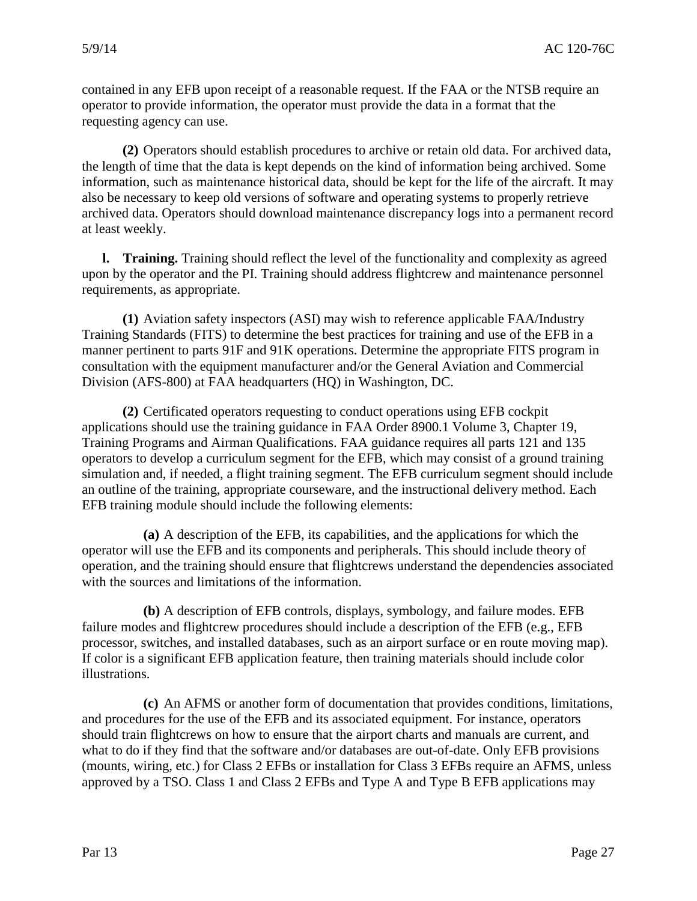contained in any EFB upon receipt of a reasonable request. If the FAA or the NTSB require an operator to provide information, the operator must provide the data in a format that the requesting agency can use.

**(2)** Operators should establish procedures to archive or retain old data. For archived data, the length of time that the data is kept depends on the kind of information being archived. Some information, such as maintenance historical data, should be kept for the life of the aircraft. It may also be necessary to keep old versions of software and operating systems to properly retrieve archived data. Operators should download maintenance discrepancy logs into a permanent record at least weekly.

**l. Training.** Training should reflect the level of the functionality and complexity as agreed upon by the operator and the PI. Training should address flightcrew and maintenance personnel requirements, as appropriate.

**(1)** Aviation safety inspectors (ASI) may wish to reference applicable FAA/Industry Training Standards (FITS) to determine the best practices for training and use of the EFB in a manner pertinent to parts 91F and 91K operations. Determine the appropriate FITS program in consultation with the equipment manufacturer and/or the General Aviation and Commercial Division (AFS-800) at FAA headquarters (HQ) in Washington, DC.

**(2)** Certificated operators requesting to conduct operations using EFB cockpit applications should use the training guidance in FAA Order 8900.1 Volume 3, Chapter 19, Training Programs and Airman Qualifications. FAA guidance requires all parts 121 and 135 operators to develop a curriculum segment for the EFB, which may consist of a ground training simulation and, if needed, a flight training segment. The EFB curriculum segment should include an outline of the training, appropriate courseware, and the instructional delivery method. Each EFB training module should include the following elements:

**(a)** A description of the EFB, its capabilities, and the applications for which the operator will use the EFB and its components and peripherals. This should include theory of operation, and the training should ensure that flightcrews understand the dependencies associated with the sources and limitations of the information.

**(b)** A description of EFB controls, displays, symbology, and failure modes. EFB failure modes and flightcrew procedures should include a description of the EFB (e.g., EFB processor, switches, and installed databases, such as an airport surface or en route moving map). If color is a significant EFB application feature, then training materials should include color illustrations.

**(c)** An AFMS or another form of documentation that provides conditions, limitations, and procedures for the use of the EFB and its associated equipment. For instance, operators should train flightcrews on how to ensure that the airport charts and manuals are current, and what to do if they find that the software and/or databases are out-of-date. Only EFB provisions (mounts, wiring, etc.) for Class 2 EFBs or installation for Class 3 EFBs require an AFMS, unless approved by a TSO. Class 1 and Class 2 EFBs and Type A and Type B EFB applications may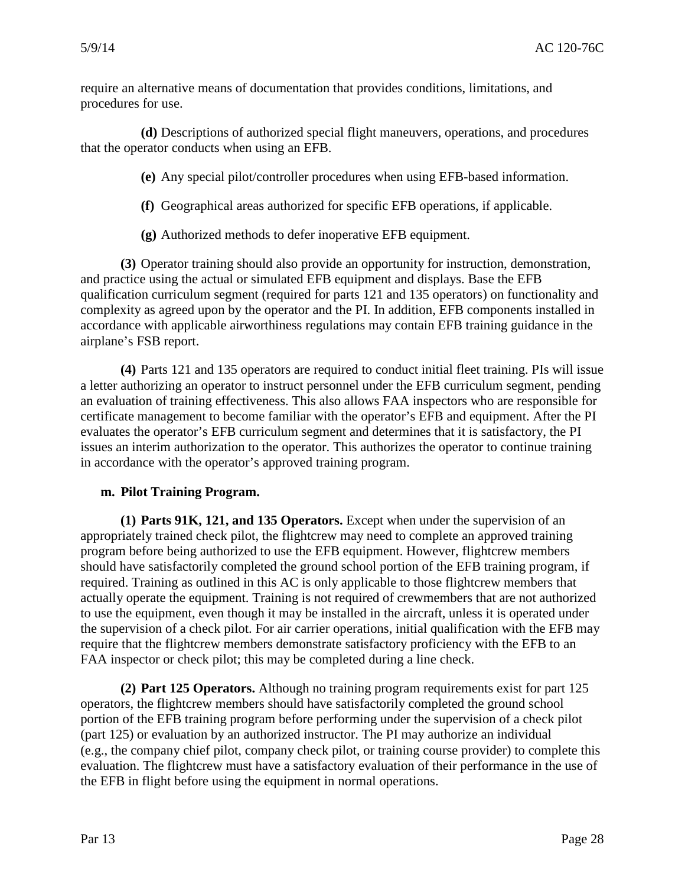require an alternative means of documentation that provides conditions, limitations, and procedures for use.

**(d)** Descriptions of authorized special flight maneuvers, operations, and procedures that the operator conducts when using an EFB.

**(e)** Any special pilot/controller procedures when using EFB-based information.

**(f)** Geographical areas authorized for specific EFB operations, if applicable.

**(g)** Authorized methods to defer inoperative EFB equipment.

**(3)** Operator training should also provide an opportunity for instruction, demonstration, and practice using the actual or simulated EFB equipment and displays. Base the EFB qualification curriculum segment (required for parts 121 and 135 operators) on functionality and complexity as agreed upon by the operator and the PI. In addition, EFB components installed in accordance with applicable airworthiness regulations may contain EFB training guidance in the airplane's FSB report.

**(4)** Parts 121 and 135 operators are required to conduct initial fleet training. PIs will issue a letter authorizing an operator to instruct personnel under the EFB curriculum segment, pending an evaluation of training effectiveness. This also allows FAA inspectors who are responsible for certificate management to become familiar with the operator's EFB and equipment. After the PI evaluates the operator's EFB curriculum segment and determines that it is satisfactory, the PI issues an interim authorization to the operator. This authorizes the operator to continue training in accordance with the operator's approved training program.

**m. Pilot Training Program.**

**(1) Parts 91K, 121, and 135 Operators.** Except when under the supervision of an appropriately trained check pilot, the flightcrew may need to complete an approved training program before being authorized to use the EFB equipment. However, flightcrew members should have satisfactorily completed the ground school portion of the EFB training program, if required. Training as outlined in this AC is only applicable to those flightcrew members that actually operate the equipment. Training is not required of crewmembers that are not authorized to use the equipment, even though it may be installed in the aircraft, unless it is operated under the supervision of a check pilot. For air carrier operations, initial qualification with the EFB may require that the flightcrew members demonstrate satisfactory proficiency with the EFB to an FAA inspector or check pilot; this may be completed during a line check.

**(2) Part 125 Operators.** Although no training program requirements exist for part 125 operators, the flightcrew members should have satisfactorily completed the ground school portion of the EFB training program before performing under the supervision of a check pilot (part 125) or evaluation by an authorized instructor. The PI may authorize an individual (e.g., the company chief pilot, company check pilot, or training course provider) to complete this evaluation. The flightcrew must have a satisfactory evaluation of their performance in the use of the EFB in flight before using the equipment in normal operations.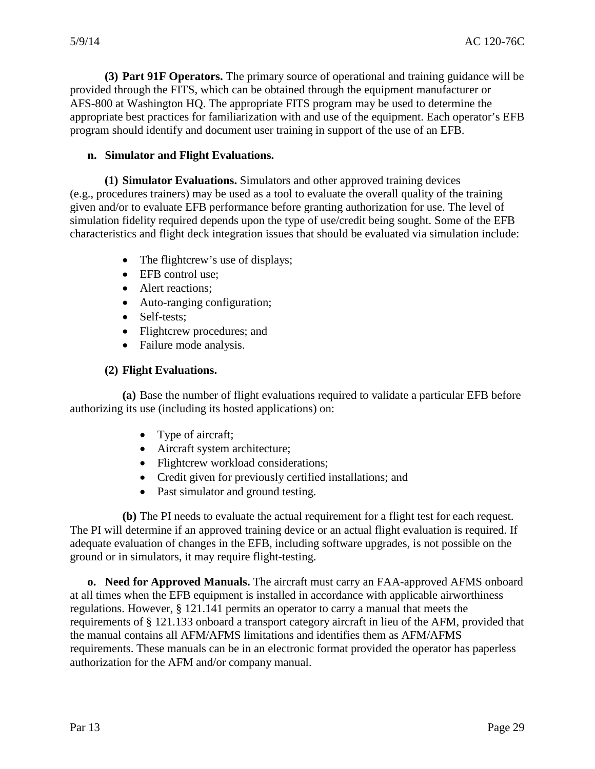**(3) Part 91F Operators.** The primary source of operational and training guidance will be provided through the FITS, which can be obtained through the equipment manufacturer or AFS-800 at Washington HQ. The appropriate FITS program may be used to determine the appropriate best practices for familiarization with and use of the equipment. Each operator's EFB program should identify and document user training in support of the use of an EFB.

**n. Simulator and Flight Evaluations.**

**(1) Simulator Evaluations.** Simulators and other approved training devices (e.g., procedures trainers) may be used as a tool to evaluate the overall quality of the training given and/or to evaluate EFB performance before granting authorization for use. The level of simulation fidelity required depends upon the type of use/credit being sought. Some of the EFB characteristics and flight deck integration issues that should be evaluated via simulation include:

- The flightcrew's use of displays;
- EFB control use;
- Alert reactions;
- Auto-ranging configuration;
- Self-tests;
- Flightcrew procedures; and
- Failure mode analysis.

**(2) Flight Evaluations.**

**(a)** Base the number of flight evaluations required to validate a particular EFB before authorizing its use (including its hosted applications) on:

- Type of aircraft;
- Aircraft system architecture;
- Flightcrew workload considerations;
- Credit given for previously certified installations; and
- Past simulator and ground testing.

**(b)** The PI needs to evaluate the actual requirement for a flight test for each request. The PI will determine if an approved training device or an actual flight evaluation is required. If adequate evaluation of changes in the EFB, including software upgrades, is not possible on the ground or in simulators, it may require flight-testing.

**o. Need for Approved Manuals.** The aircraft must carry an FAA-approved AFMS onboard at all times when the EFB equipment is installed in accordance with applicable airworthiness regulations. However, § 121.141 permits an operator to carry a manual that meets the requirements of § 121.133 onboard a transport category aircraft in lieu of the AFM, provided that the manual contains all AFM/AFMS limitations and identifies them as AFM/AFMS requirements. These manuals can be in an electronic format provided the operator has paperless authorization for the AFM and/or company manual.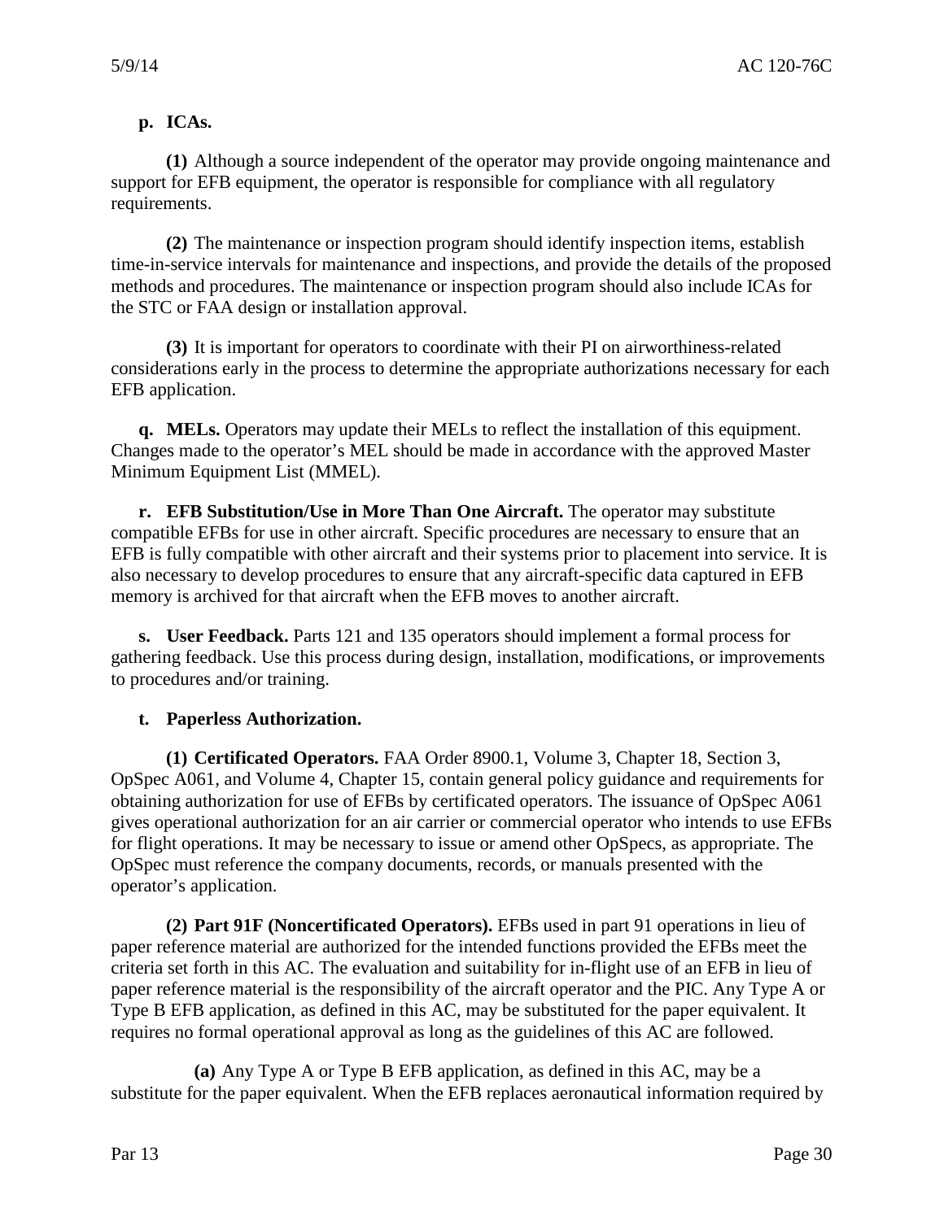**p. ICAs.**

**(1)** Although a source independent of the operator may provide ongoing maintenance and support for EFB equipment, the operator is responsible for compliance with all regulatory requirements.

**(2)** The maintenance or inspection program should identify inspection items, establish time-in-service intervals for maintenance and inspections, and provide the details of the proposed methods and procedures. The maintenance or inspection program should also include ICAs for the STC or FAA design or installation approval.

**(3)** It is important for operators to coordinate with their PI on airworthiness-related considerations early in the process to determine the appropriate authorizations necessary for each EFB application.

**q. MELs.** Operators may update their MELs to reflect the installation of this equipment. Changes made to the operator's MEL should be made in accordance with the approved Master Minimum Equipment List (MMEL).

**r. EFB Substitution/Use in More Than One Aircraft.** The operator may substitute compatible EFBs for use in other aircraft. Specific procedures are necessary to ensure that an EFB is fully compatible with other aircraft and their systems prior to placement into service. It is also necessary to develop procedures to ensure that any aircraft-specific data captured in EFB memory is archived for that aircraft when the EFB moves to another aircraft.

**s. User Feedback.** Parts 121 and 135 operators should implement a formal process for gathering feedback. Use this process during design, installation, modifications, or improvements to procedures and/or training.

**t. Paperless Authorization.**

**(1) Certificated Operators.** FAA Order 8900.1, Volume 3, Chapter 18, Section 3, OpSpec A061, and Volume 4, Chapter 15, contain general policy guidance and requirements for obtaining authorization for use of EFBs by certificated operators. The issuance of OpSpec A061 gives operational authorization for an air carrier or commercial operator who intends to use EFBs for flight operations. It may be necessary to issue or amend other OpSpecs, as appropriate. The OpSpec must reference the company documents, records, or manuals presented with the operator's application.

**(2) Part 91F (Noncertificated Operators).** EFBs used in part 91 operations in lieu of paper reference material are authorized for the intended functions provided the EFBs meet the criteria set forth in this AC. The evaluation and suitability for in-flight use of an EFB in lieu of paper reference material is the responsibility of the aircraft operator and the PIC. Any Type A or Type B EFB application, as defined in this AC, may be substituted for the paper equivalent. It requires no formal operational approval as long as the guidelines of this AC are followed.

**(a)** Any Type A or Type B EFB application, as defined in this AC, may be a substitute for the paper equivalent. When the EFB replaces aeronautical information required by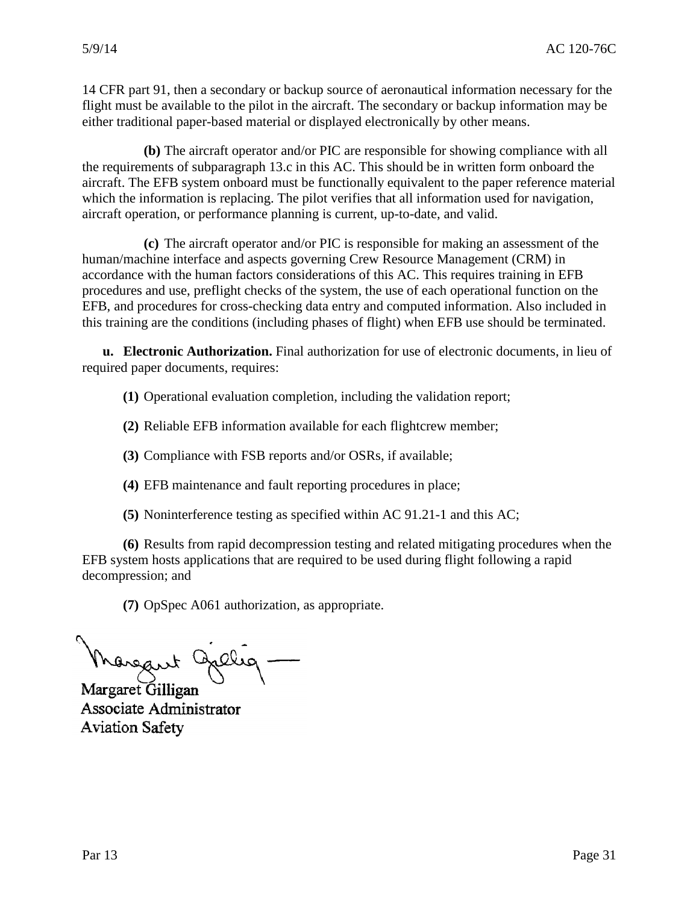14 CFR part 91, then a secondary or backup source of aeronautical information necessary for the flight must be available to the pilot in the aircraft. The secondary or backup information may be either traditional paper-based material or displayed electronically by other means.

**(b)** The aircraft operator and/or PIC are responsible for showing compliance with all the requirements of subparagraph 13.c in this AC. This should be in written form onboard the aircraft. The EFB system onboard must be functionally equivalent to the paper reference material which the information is replacing. The pilot verifies that all information used for navigation, aircraft operation, or performance planning is current, up-to-date, and valid.

**(c)** The aircraft operator and/or PIC is responsible for making an assessment of the human/machine interface and aspects governing Crew Resource Management (CRM) in accordance with the human factors considerations of this AC. This requires training in EFB procedures and use, preflight checks of the system, the use of each operational function on the EFB, and procedures for cross-checking data entry and computed information. Also included in this training are the conditions (including phases of flight) when EFB use should be terminated.

**u. Electronic Authorization.** Final authorization for use of electronic documents, in lieu of required paper documents, requires:

**(1)** Operational evaluation completion, including the validation report;

**(2)** Reliable EFB information available for each flightcrew member;

**(3)** Compliance with FSB reports and/or OSRs, if available;

**(4)** EFB maintenance and fault reporting procedures in place;

**(5)** Noninterference testing as specified within AC 91.21-1 and this AC;

**(6)** Results from rapid decompression testing and related mitigating procedures when the EFB system hosts applications that are required to be used during flight following a rapid decompression; and

**(7)** OpSpec A061 authorization, as appropriate.

Margaret Gilligan
Associate Administrator
Aviation Safety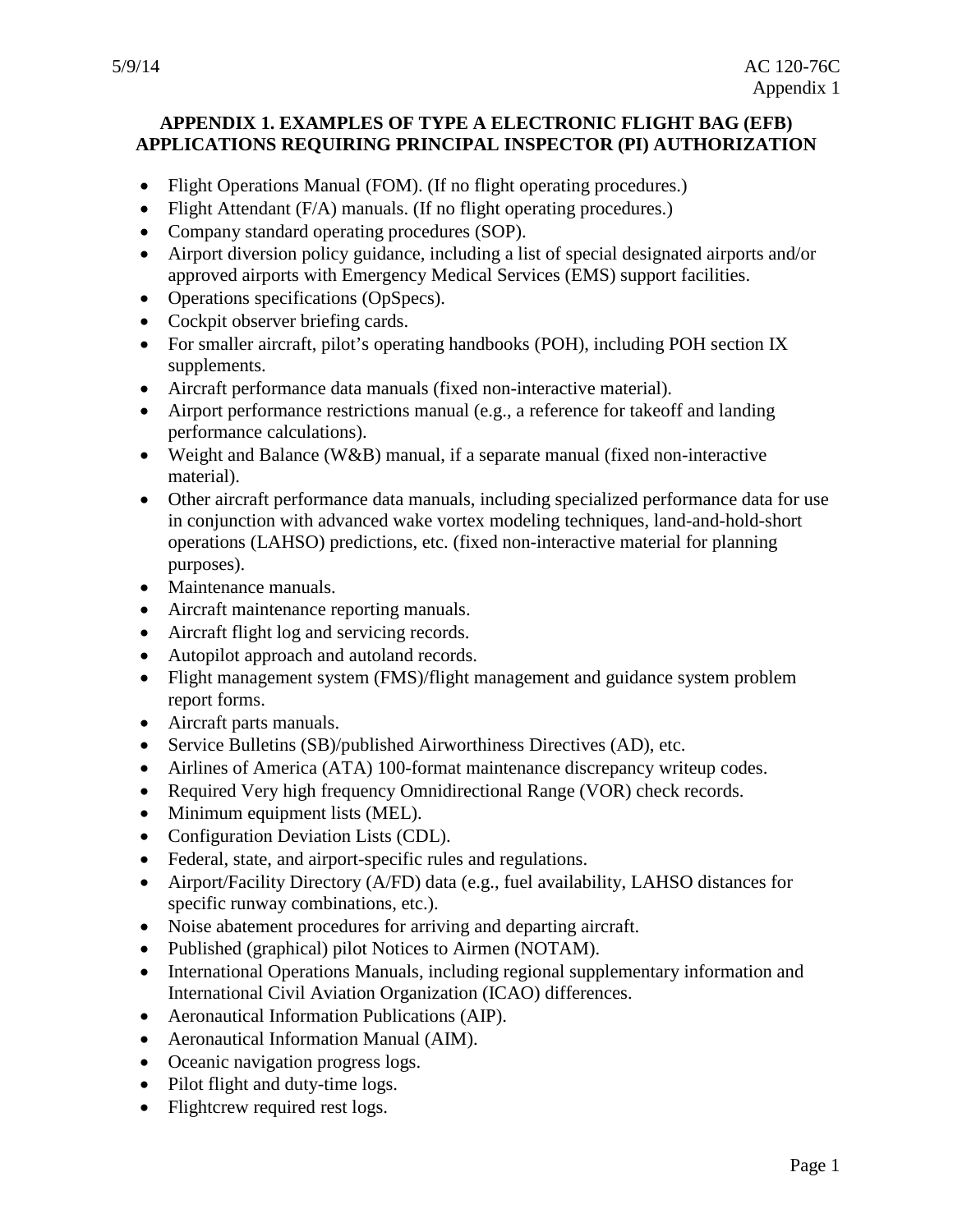# APPENDIX 1. EXAMPLES OF TYPE A ELECTRONIC FLIGHT BAG (EFB) APPLICATIONS REQUIRING PRINCIPAL INSPECTOR (PI) AUTHORIZATION

- Flight Operations Manual (FOM). (If no flight operating procedures.)
- Flight Attendant (F/A) manuals. (If no flight operating procedures.)
- Company standard operating procedures (SOP).
- Airport diversion policy guidance, including a list of special designated airports and/or approved airports with Emergency Medical Services (EMS) support facilities.
- Operations specifications (OpSpecs).
- Cockpit observer briefing cards.
- For smaller aircraft, pilot's operating handbooks (POH), including POH section IX supplements.
- Aircraft performance data manuals (fixed non-interactive material).
- Airport performance restrictions manual (e.g., a reference for takeoff and landing performance calculations).
- Weight and Balance (W&B) manual, if a separate manual (fixed non-interactive material).
- Other aircraft performance data manuals, including specialized performance data for use in conjunction with advanced wake vortex modeling techniques, land-and-hold-short operations (LAHSO) predictions, etc. (fixed non-interactive material for planning purposes).
- Maintenance manuals.
- Aircraft maintenance reporting manuals.
- Aircraft flight log and servicing records.
- Autopilot approach and autoland records.
- Flight management system (FMS)/flight management and guidance system problem report forms.
- Aircraft parts manuals.
- Service Bulletins (SB)/published Airworthiness Directives (AD), etc.
- Airlines of America (ATA) 100-format maintenance discrepancy writeup codes.
- Required Very high frequency Omnidirectional Range (VOR) check records.
- Minimum equipment lists (MEL).
- Configuration Deviation Lists (CDL).
- Federal, state, and airport-specific rules and regulations.
- Airport/Facility Directory (A/FD) data (e.g., fuel availability, LAHSO distances for specific runway combinations, etc.).
- Noise abatement procedures for arriving and departing aircraft.
- Published (graphical) pilot Notices to Airmen (NOTAM).
- International Operations Manuals, including regional supplementary information and International Civil Aviation Organization (ICAO) differences.
- Aeronautical Information Publications (AIP).
- Aeronautical Information Manual (AIM).
- Oceanic navigation progress logs.
- Pilot flight and duty-time logs.
- Flightcrew required rest logs.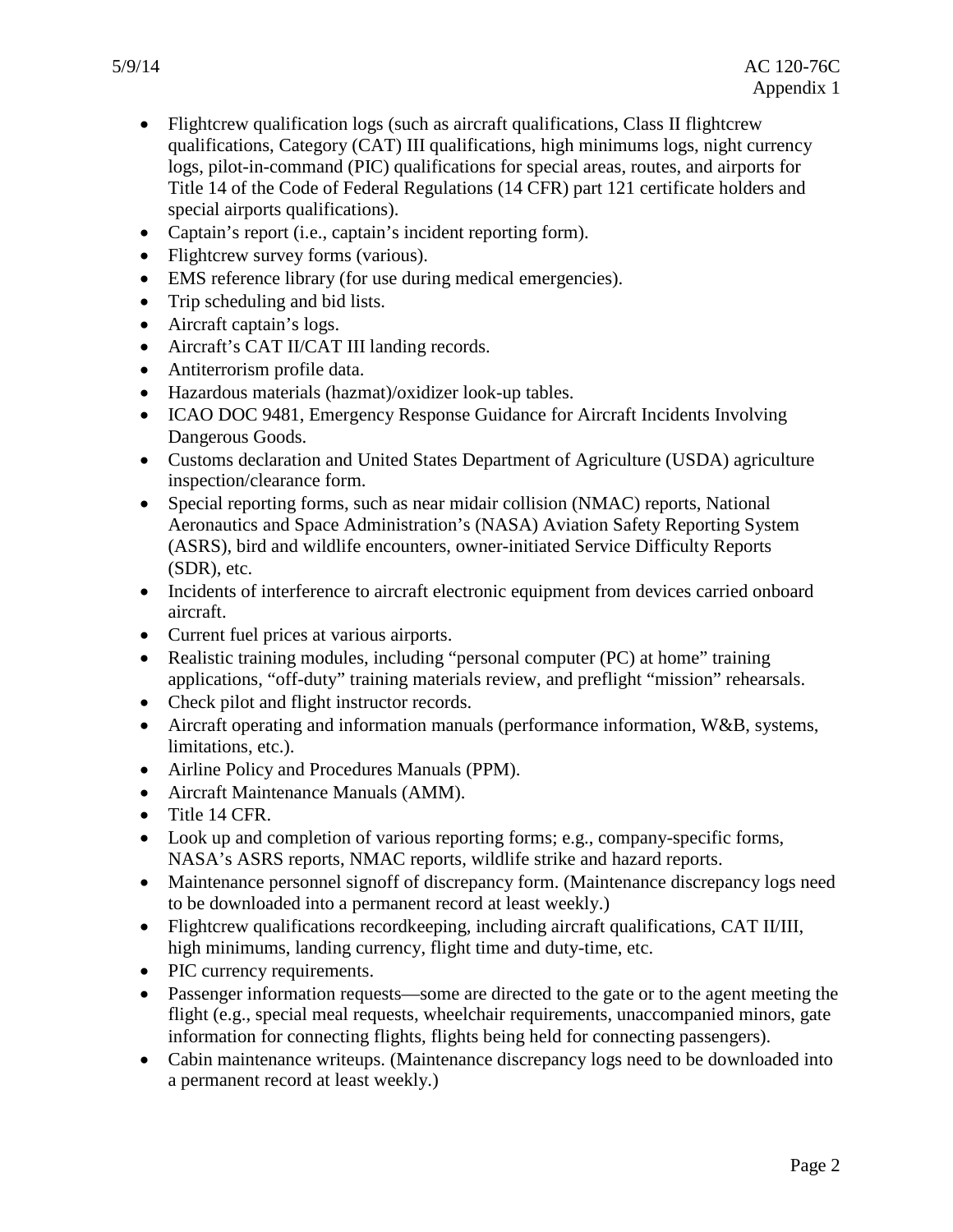- Flightcrew qualification logs (such as aircraft qualifications, Class II flightcrew qualifications, Category (CAT) III qualifications, high minimums logs, night currency logs, pilot-in-command (PIC) qualifications for special areas, routes, and airports for Title 14 of the Code of Federal Regulations (14 CFR) part 121 certificate holders and special airports qualifications).
- Captain's report (i.e., captain's incident reporting form).
- Flightcrew survey forms (various).
- EMS reference library (for use during medical emergencies).
- Trip scheduling and bid lists.
- Aircraft captain's logs.
- Aircraft's CAT II/CAT III landing records.
- Antiterrorism profile data.
- Hazardous materials (hazmat)/oxidizer look-up tables.
- ICAO DOC 9481, Emergency Response Guidance for Aircraft Incidents Involving Dangerous Goods.
- Customs declaration and United States Department of Agriculture (USDA) agriculture inspection/clearance form.
- Special reporting forms, such as near midair collision (NMAC) reports, National Aeronautics and Space Administration's (NASA) Aviation Safety Reporting System (ASRS), bird and wildlife encounters, owner-initiated Service Difficulty Reports (SDR), etc.
- Incidents of interference to aircraft electronic equipment from devices carried onboard aircraft.
- Current fuel prices at various airports.
- Realistic training modules, including "personal computer (PC) at home" training applications, "off-duty" training materials review, and preflight "mission" rehearsals.
- Check pilot and flight instructor records.
- Aircraft operating and information manuals (performance information, W&B, systems, limitations, etc.).
- Airline Policy and Procedures Manuals (PPM).
- Aircraft Maintenance Manuals (AMM).
- Title 14 CFR.
- Look up and completion of various reporting forms; e.g., company-specific forms, NASA's ASRS reports, NMAC reports, wildlife strike and hazard reports.
- Maintenance personnel signoff of discrepancy form. (Maintenance discrepancy logs need to be downloaded into a permanent record at least weekly.)
- Flightcrew qualifications recordkeeping, including aircraft qualifications, CAT II/III, high minimums, landing currency, flight time and duty-time, etc.
- PIC currency requirements.
- Passenger information requests—some are directed to the gate or to the agent meeting the flight (e.g., special meal requests, wheelchair requirements, unaccompanied minors, gate information for connecting flights, flights being held for connecting passengers).
- Cabin maintenance writeups. (Maintenance discrepancy logs need to be downloaded into a permanent record at least weekly.)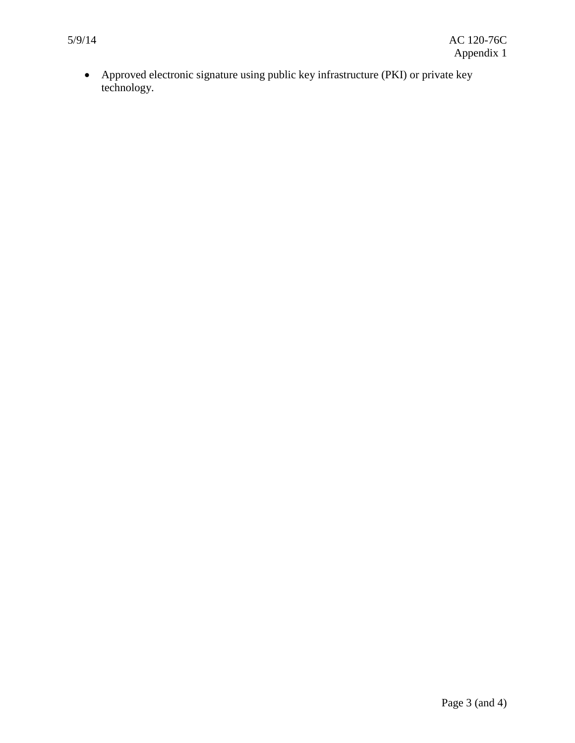- Approved electronic signature using public key infrastructure (PKI) or private key technology.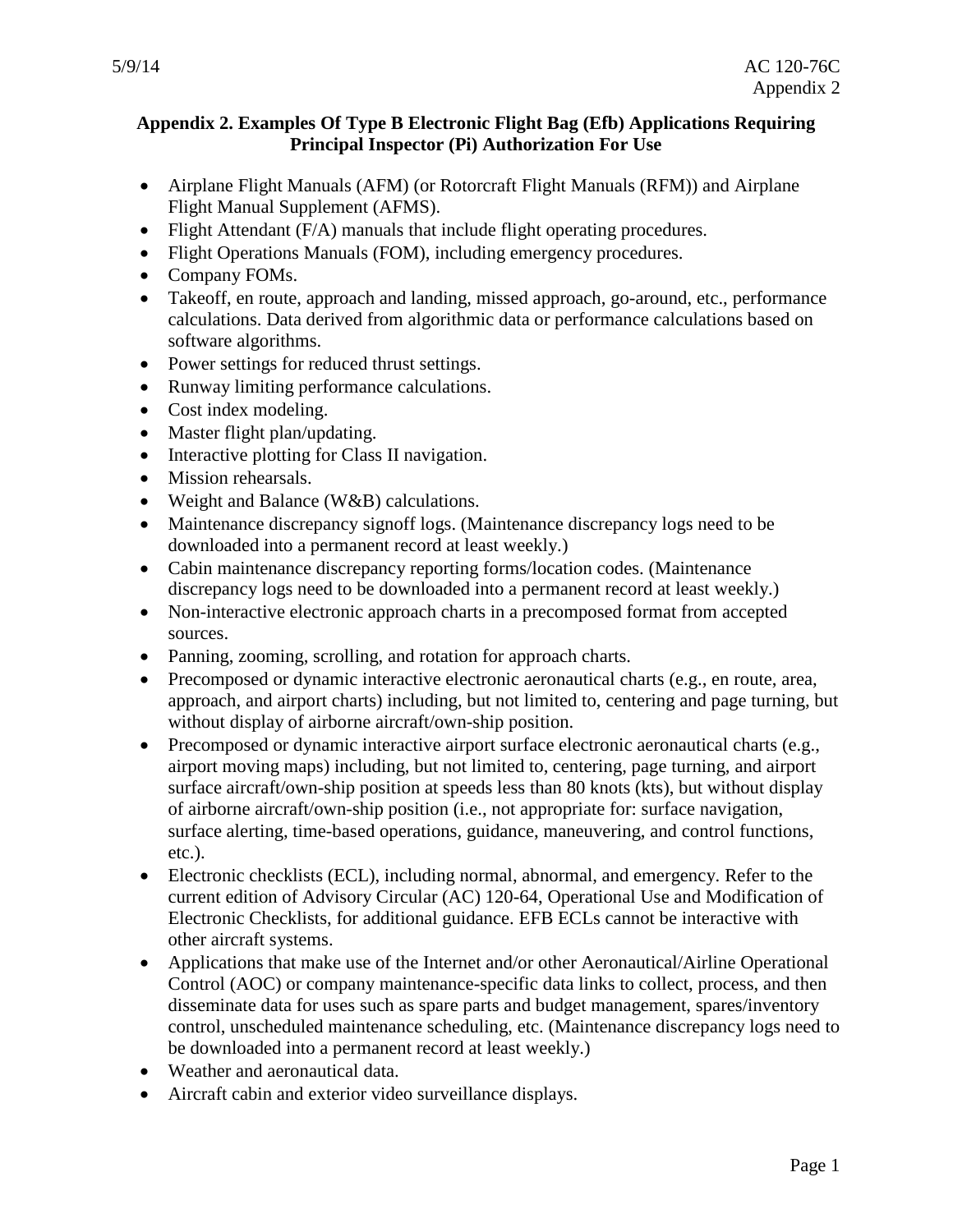## Appendix 2. Examples Of Type B Electronic Flight Bag (Efb) Applications Requiring Principal Inspector (Pi) Authorization For Use

- Airplane Flight Manuals (AFM) (or Rotorcraft Flight Manuals (RFM)) and Airplane Flight Manual Supplement (AFMS).
- Flight Attendant (F/A) manuals that include flight operating procedures.
- Flight Operations Manuals (FOM), including emergency procedures.
- Company FOMs.
- Takeoff, en route, approach and landing, missed approach, go-around, etc., performance calculations. Data derived from algorithmic data or performance calculations based on software algorithms.
- Power settings for reduced thrust settings.
- Runway limiting performance calculations.
- Cost index modeling.
- Master flight plan/updating.
- Interactive plotting for Class II navigation.
- Mission rehearsals.
- Weight and Balance (W&B) calculations.
- Maintenance discrepancy signoff logs. (Maintenance discrepancy logs need to be downloaded into a permanent record at least weekly.)
- Cabin maintenance discrepancy reporting forms/location codes. (Maintenance discrepancy logs need to be downloaded into a permanent record at least weekly.)
- Non-interactive electronic approach charts in a precomposed format from accepted sources.
- Panning, zooming, scrolling, and rotation for approach charts.
- Precomposed or dynamic interactive electronic aeronautical charts (e.g., en route, area, approach, and airport charts) including, but not limited to, centering and page turning, but without display of airborne aircraft/own-ship position.
- Precomposed or dynamic interactive airport surface electronic aeronautical charts (e.g., airport moving maps) including, but not limited to, centering, page turning, and airport surface aircraft/own-ship position at speeds less than 80 knots (kts), but without display of airborne aircraft/own-ship position (i.e., not appropriate for: surface navigation, surface alerting, time-based operations, guidance, maneuvering, and control functions, etc.).
- Electronic checklists (ECL), including normal, abnormal, and emergency. Refer to the current edition of Advisory Circular (AC) 120-64, Operational Use and Modification of Electronic Checklists, for additional guidance. EFB ECLs cannot be interactive with other aircraft systems.
- Applications that make use of the Internet and/or other Aeronautical/Airline Operational Control (AOC) or company maintenance-specific data links to collect, process, and then disseminate data for uses such as spare parts and budget management, spares/inventory control, unscheduled maintenance scheduling, etc. (Maintenance discrepancy logs need to be downloaded into a permanent record at least weekly.)
- Weather and aeronautical data.
- Aircraft cabin and exterior video surveillance displays.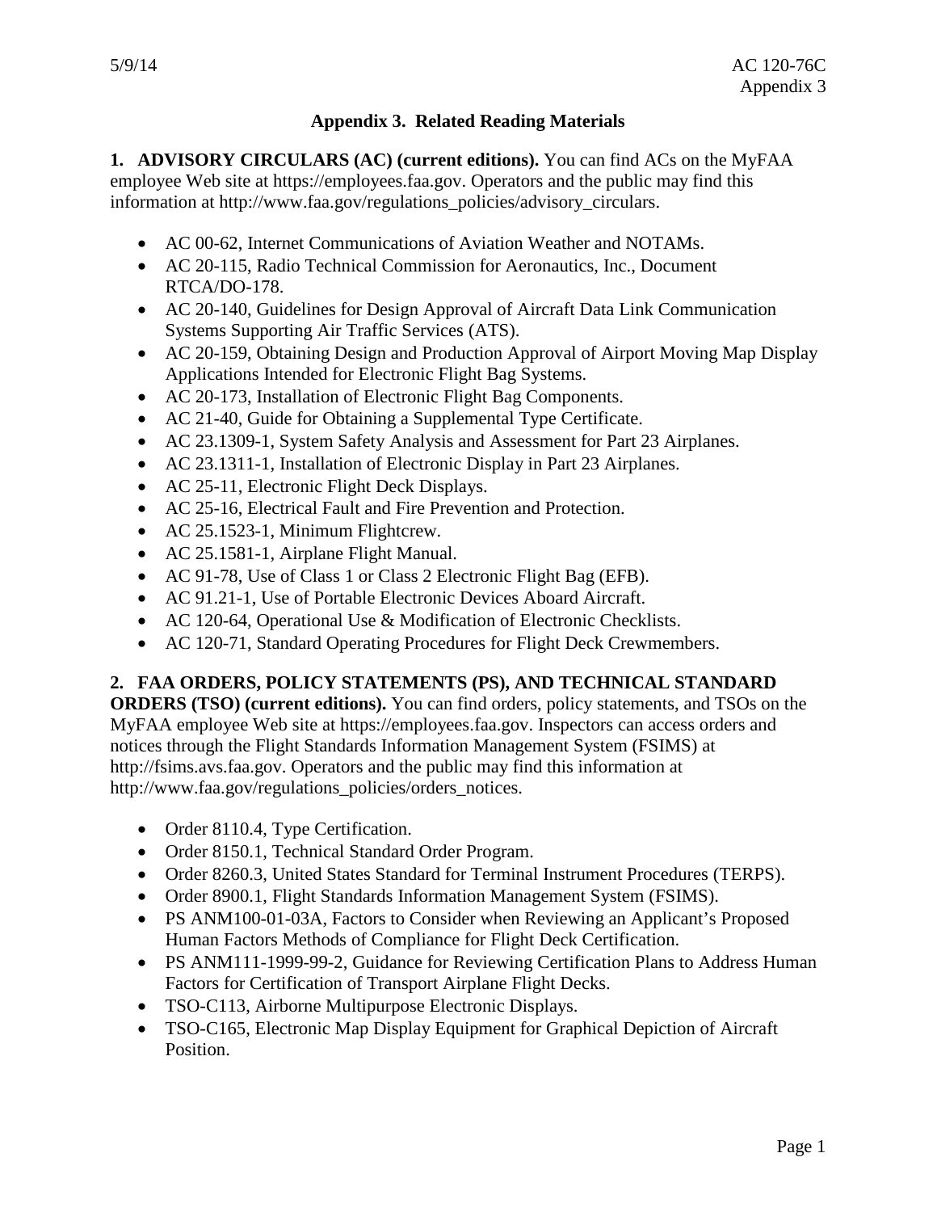## Appendix 3. Related Reading Materials

**1. ADVISORY CIRCULARS (AC) (current editions).** You can find ACs on the MyFAA employee Web site at https://employees.faa.gov. Operators and the public may find this information at http://www.faa.gov/regulations_policies/advisory_circulars.

- AC 00-62, Internet Communications of Aviation Weather and NOTAMs.
- AC 20-115, Radio Technical Commission for Aeronautics, Inc., Document RTCA/DO-178.
- AC 20-140, Guidelines for Design Approval of Aircraft Data Link Communication Systems Supporting Air Traffic Services (ATS).
- AC 20-159, Obtaining Design and Production Approval of Airport Moving Map Display Applications Intended for Electronic Flight Bag Systems.
- AC 20-173, Installation of Electronic Flight Bag Components.
- AC 21-40, Guide for Obtaining a Supplemental Type Certificate.
- AC 23.1309-1, System Safety Analysis and Assessment for Part 23 Airplanes.
- AC 23.1311-1, Installation of Electronic Display in Part 23 Airplanes.
- AC 25-11, Electronic Flight Deck Displays.
- AC 25-16, Electrical Fault and Fire Prevention and Protection.
- AC 25.1523-1, Minimum Flightcrew.
- AC 25.1581-1, Airplane Flight Manual.
- AC 91-78, Use of Class 1 or Class 2 Electronic Flight Bag (EFB).
- AC 91.21-1, Use of Portable Electronic Devices Aboard Aircraft.
- AC 120-64, Operational Use & Modification of Electronic Checklists.
- AC 120-71, Standard Operating Procedures for Flight Deck Crewmembers.

**2. FAA ORDERS, POLICY STATEMENTS (PS), AND TECHNICAL STANDARD ORDERS (TSO) (current editions).** You can find orders, policy statements, and TSOs on the MyFAA employee Web site at https://employees.faa.gov. Inspectors can access orders and notices through the Flight Standards Information Management System (FSIMS) at http://fsims.avs.faa.gov. Operators and the public may find this information at http://www.faa.gov/regulations_policies/orders_notices.

- Order 8110.4, Type Certification.
- Order 8150.1, Technical Standard Order Program.
- Order 8260.3, United States Standard for Terminal Instrument Procedures (TERPS).
- Order 8900.1, Flight Standards Information Management System (FSIMS).
- PS ANM100-01-03A, Factors to Consider when Reviewing an Applicant's Proposed Human Factors Methods of Compliance for Flight Deck Certification.
- PS ANM111-1999-99-2, Guidance for Reviewing Certification Plans to Address Human Factors for Certification of Transport Airplane Flight Decks.
- TSO-C113, Airborne Multipurpose Electronic Displays.
- TSO-C165, Electronic Map Display Equipment for Graphical Depiction of Aircraft Position.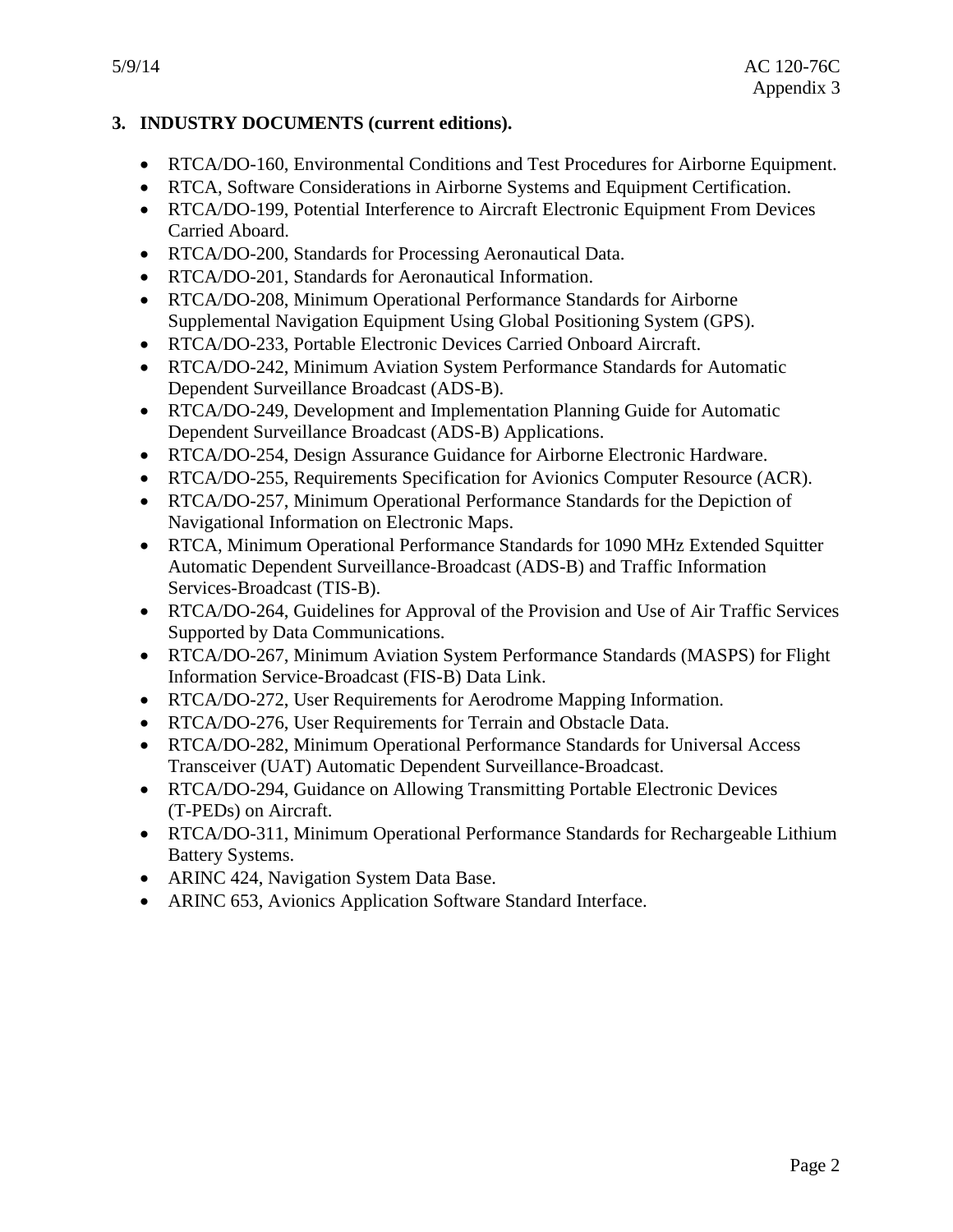## 3. INDUSTRY DOCUMENTS (current editions).

- RTCA/DO-160, Environmental Conditions and Test Procedures for Airborne Equipment.
- RTCA, Software Considerations in Airborne Systems and Equipment Certification.
- RTCA/DO-199, Potential Interference to Aircraft Electronic Equipment From Devices Carried Aboard.
- RTCA/DO-200, Standards for Processing Aeronautical Data.
- RTCA/DO-201, Standards for Aeronautical Information.
- RTCA/DO-208, Minimum Operational Performance Standards for Airborne Supplemental Navigation Equipment Using Global Positioning System (GPS).
- RTCA/DO-233, Portable Electronic Devices Carried Onboard Aircraft.
- RTCA/DO-242, Minimum Aviation System Performance Standards for Automatic Dependent Surveillance Broadcast (ADS-B).
- RTCA/DO-249, Development and Implementation Planning Guide for Automatic Dependent Surveillance Broadcast (ADS-B) Applications.
- RTCA/DO-254, Design Assurance Guidance for Airborne Electronic Hardware.
- RTCA/DO-255, Requirements Specification for Avionics Computer Resource (ACR).
- RTCA/DO-257, Minimum Operational Performance Standards for the Depiction of Navigational Information on Electronic Maps.
- RTCA, Minimum Operational Performance Standards for 1090 MHz Extended Squitter Automatic Dependent Surveillance-Broadcast (ADS-B) and Traffic Information Services-Broadcast (TIS-B).
- RTCA/DO-264, Guidelines for Approval of the Provision and Use of Air Traffic Services Supported by Data Communications.
- RTCA/DO-267, Minimum Aviation System Performance Standards (MASPS) for Flight Information Service-Broadcast (FIS-B) Data Link.
- RTCA/DO-272, User Requirements for Aerodrome Mapping Information.
- RTCA/DO-276, User Requirements for Terrain and Obstacle Data.
- RTCA/DO-282, Minimum Operational Performance Standards for Universal Access Transceiver (UAT) Automatic Dependent Surveillance-Broadcast.
- RTCA/DO-294, Guidance on Allowing Transmitting Portable Electronic Devices (T-PEDs) on Aircraft.
- RTCA/DO-311, Minimum Operational Performance Standards for Rechargeable Lithium Battery Systems.
- ARINC 424, Navigation System Data Base.
- ARINC 653, Avionics Application Software Standard Interface.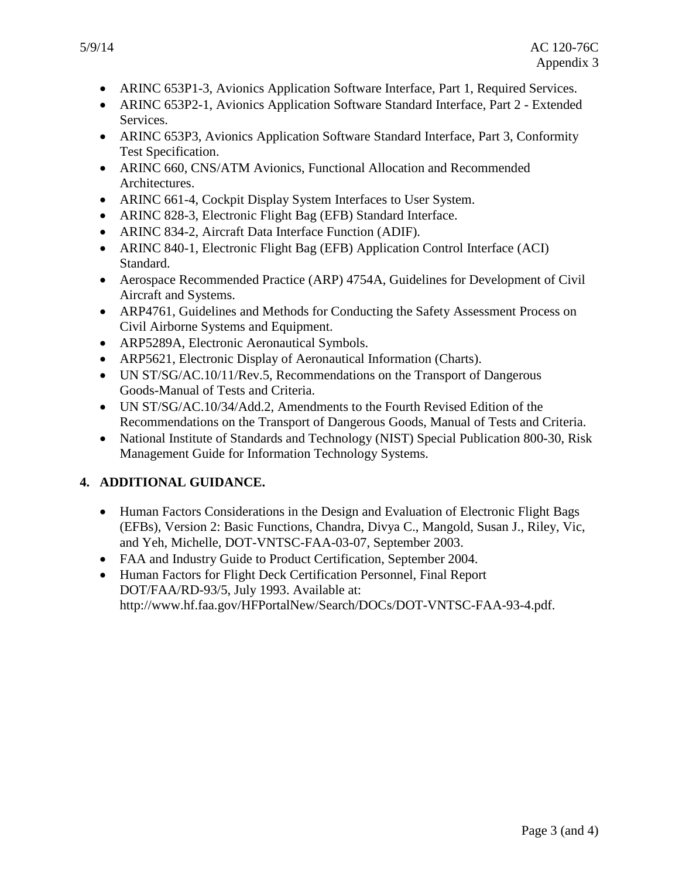- ARINC 653P1-3, Avionics Application Software Interface, Part 1, Required Services.
- ARINC 653P2-1, Avionics Application Software Standard Interface, Part 2 - Extended Services.
- ARINC 653P3, Avionics Application Software Standard Interface, Part 3, Conformity Test Specification.
- ARINC 660, CNS/ATM Avionics, Functional Allocation and Recommended Architectures.
- ARINC 661-4, Cockpit Display System Interfaces to User System.
- ARINC 828-3, Electronic Flight Bag (EFB) Standard Interface.
- ARINC 834-2, Aircraft Data Interface Function (ADIF).
- ARINC 840-1, Electronic Flight Bag (EFB) Application Control Interface (ACI) Standard.
- Aerospace Recommended Practice (ARP) 4754A, Guidelines for Development of Civil Aircraft and Systems.
- ARP4761, Guidelines and Methods for Conducting the Safety Assessment Process on Civil Airborne Systems and Equipment.
- ARP5289A, Electronic Aeronautical Symbols.
- ARP5621, Electronic Display of Aeronautical Information (Charts).
- UN ST/SG/AC.10/11/Rev.5, Recommendations on the Transport of Dangerous Goods-Manual of Tests and Criteria.
- UN ST/SG/AC.10/34/Add.2, Amendments to the Fourth Revised Edition of the Recommendations on the Transport of Dangerous Goods, Manual of Tests and Criteria.
- National Institute of Standards and Technology (NIST) Special Publication 800-30, Risk Management Guide for Information Technology Systems.

## 4. ADDITIONAL GUIDANCE.

- Human Factors Considerations in the Design and Evaluation of Electronic Flight Bags (EFBs), Version 2: Basic Functions, Chandra, Divya C., Mangold, Susan J., Riley, Vic, and Yeh, Michelle, DOT-VNTSC-FAA-03-07, September 2003.
- FAA and Industry Guide to Product Certification, September 2004.
- Human Factors for Flight Deck Certification Personnel, Final Report DOT/FAA/RD-93/5, July 1993. Available at: http://www.hf.faa.gov/HFPortalNew/Search/DOCs/DOT-VNTSC-FAA-93-4.pdf.